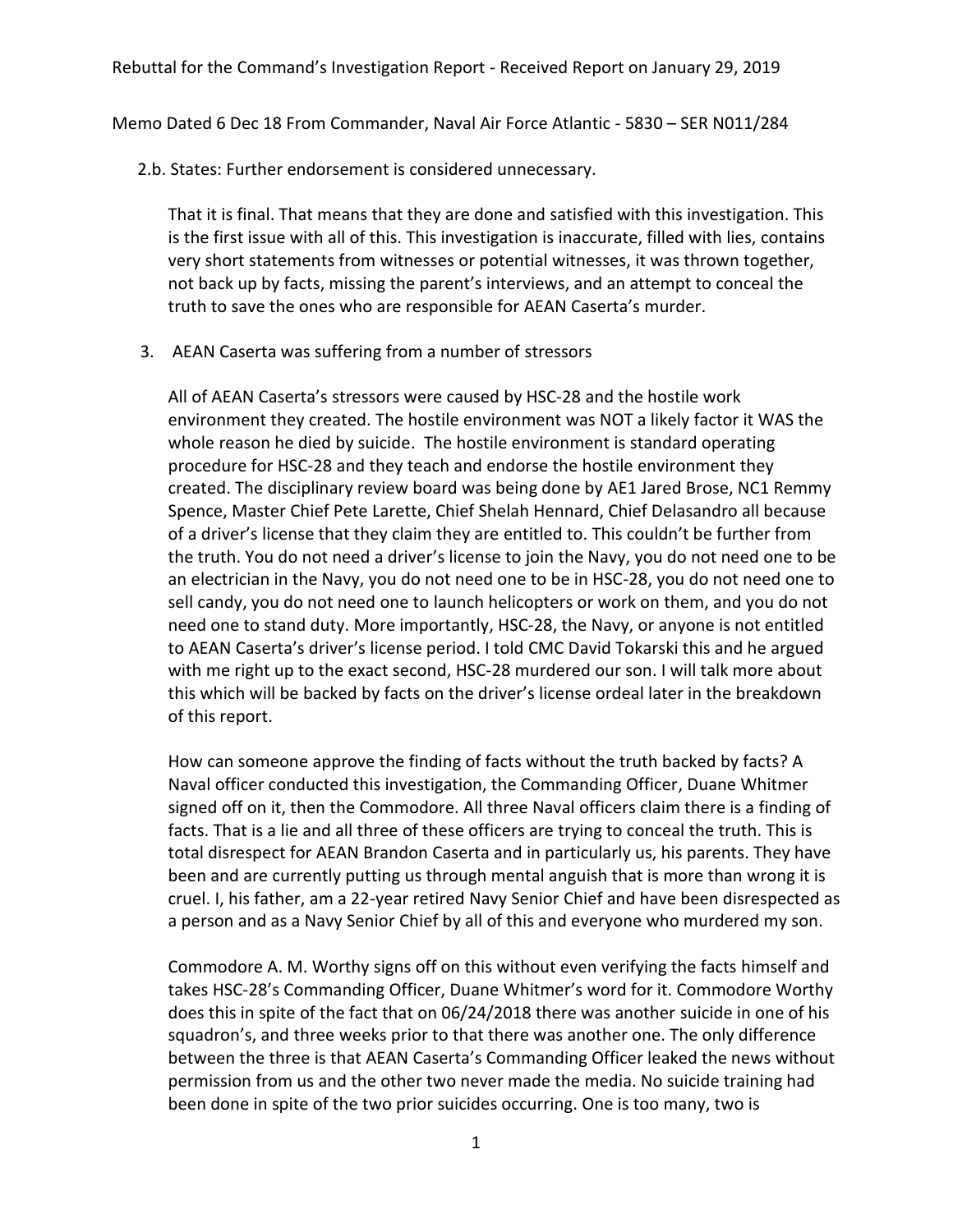Rebuttal for the Command's Investigation Report - Received Report on January 29, 2019

Memo Dated 6 Dec 18 From Commander, Naval Air Force Atlantic - 5830 – SER N011/284

2.b. States: Further endorsement is considered unnecessary.

That it is final. That means that they are done and satisfied with this investigation. This is the first issue with all of this. This investigation is inaccurate, filled with lies, contains very short statements from witnesses or potential witnesses, it was thrown together, not back up by facts, missing the parent's interviews, and an attempt to conceal the truth to save the ones who are responsible for AEAN Caserta's murder.

3. AEAN Caserta was suffering from a number of stressors

All of AEAN Caserta's stressors were caused by HSC-28 and the hostile work environment they created. The hostile environment was NOT a likely factor it WAS the whole reason he died by suicide. The hostile environment is standard operating procedure for HSC-28 and they teach and endorse the hostile environment they created. The disciplinary review board was being done by AE1 Jared Brose, NC1 Remmy Spence, Master Chief Pete Larette, Chief Shelah Hennard, Chief Delasandro all because of a driver's license that they claim they are entitled to. This couldn't be further from the truth. You do not need a driver's license to join the Navy, you do not need one to be an electrician in the Navy, you do not need one to be in HSC-28, you do not need one to sell candy, you do not need one to launch helicopters or work on them, and you do not need one to stand duty. More importantly, HSC-28, the Navy, or anyone is not entitled to AEAN Caserta's driver's license period. I told CMC David Tokarski this and he argued with me right up to the exact second, HSC-28 murdered our son. I will talk more about this which will be backed by facts on the driver's license ordeal later in the breakdown of this report.

How can someone approve the finding of facts without the truth backed by facts? A Naval officer conducted this investigation, the Commanding Officer, Duane Whitmer signed off on it, then the Commodore. All three Naval officers claim there is a finding of facts. That is a lie and all three of these officers are trying to conceal the truth. This is total disrespect for AEAN Brandon Caserta and in particularly us, his parents. They have been and are currently putting us through mental anguish that is more than wrong it is cruel. I, his father, am a 22-year retired Navy Senior Chief and have been disrespected as a person and as a Navy Senior Chief by all of this and everyone who murdered my son.

Commodore A. M. Worthy signs off on this without even verifying the facts himself and takes HSC-28's Commanding Officer, Duane Whitmer's word for it. Commodore Worthy does this in spite of the fact that on 06/24/2018 there was another suicide in one of his squadron's, and three weeks prior to that there was another one. The only difference between the three is that AEAN Caserta's Commanding Officer leaked the news without permission from us and the other two never made the media. No suicide training had been done in spite of the two prior suicides occurring. One is too many, two is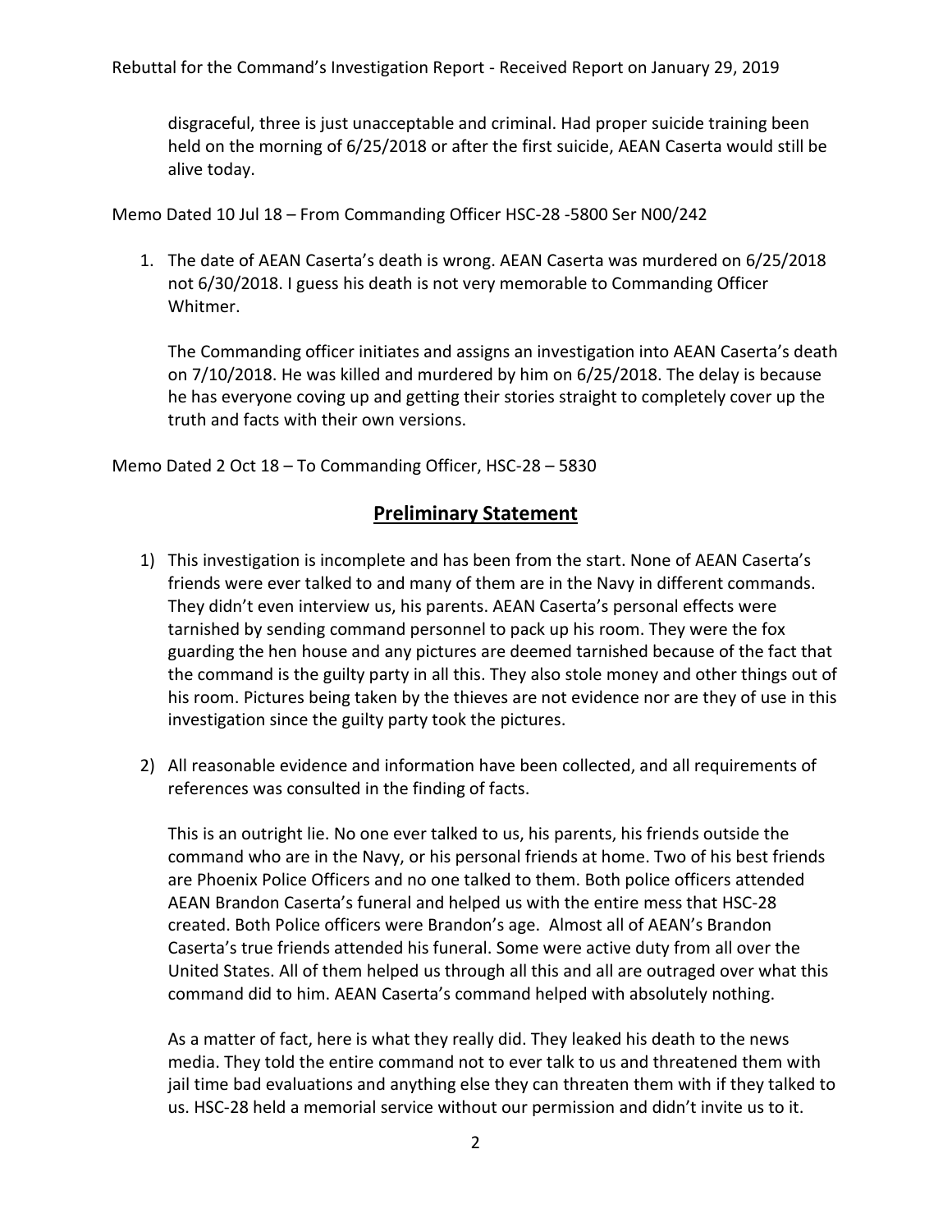disgraceful, three is just unacceptable and criminal. Had proper suicide training been held on the morning of 6/25/2018 or after the first suicide, AEAN Caserta would still be alive today.

Memo Dated 10 Jul 18 – From Commanding Officer HSC-28 -5800 Ser N00/242

1. The date of AEAN Caserta's death is wrong. AEAN Caserta was murdered on 6/25/2018 not 6/30/2018. I guess his death is not very memorable to Commanding Officer Whitmer.

   The Commanding officer initiates and assigns an investigation into AEAN Caserta's death on 7/10/2018. He was killed and murdered by him on 6/25/2018. The delay is because he has everyone coving up and getting their stories straight to completely cover up the truth and facts with their own versions.

Memo Dated 2 Oct 18 – To Commanding Officer, HSC-28 – 5830

## **Preliminary Statement**

1) This investigation is incomplete and has been from the start. None of AEAN Caserta's friends were ever talked to and many of them are in the Navy in different commands. They didn't even interview us, his parents. AEAN Caserta's personal effects were tarnished by sending command personnel to pack up his room. They were the fox guarding the hen house and any pictures are deemed tarnished because of the fact that the command is the guilty party in all this. They also stole money and other things out of his room. Pictures being taken by the thieves are not evidence nor are they of use in this investigation since the guilty party took the pictures.

2) All reasonable evidence and information have been collected, and all requirements of references was consulted in the finding of facts.

   This is an outright lie. No one ever talked to us, his parents, his friends outside the command who are in the Navy, or his personal friends at home. Two of his best friends are Phoenix Police Officers and no one talked to them. Both police officers attended AEAN Brandon Caserta's funeral and helped us with the entire mess that HSC-28 created. Both Police officers were Brandon's age. Almost all of AEAN's Brandon Caserta's true friends attended his funeral. Some were active duty from all over the United States. All of them helped us through all this and all are outraged over what this command did to him. AEAN Caserta's command helped with absolutely nothing.

   As a matter of fact, here is what they really did. They leaked his death to the news media. They told the entire command not to ever talk to us and threatened them with jail time bad evaluations and anything else they can threaten them with if they talked to us. HSC-28 held a memorial service without our permission and didn't invite us to it.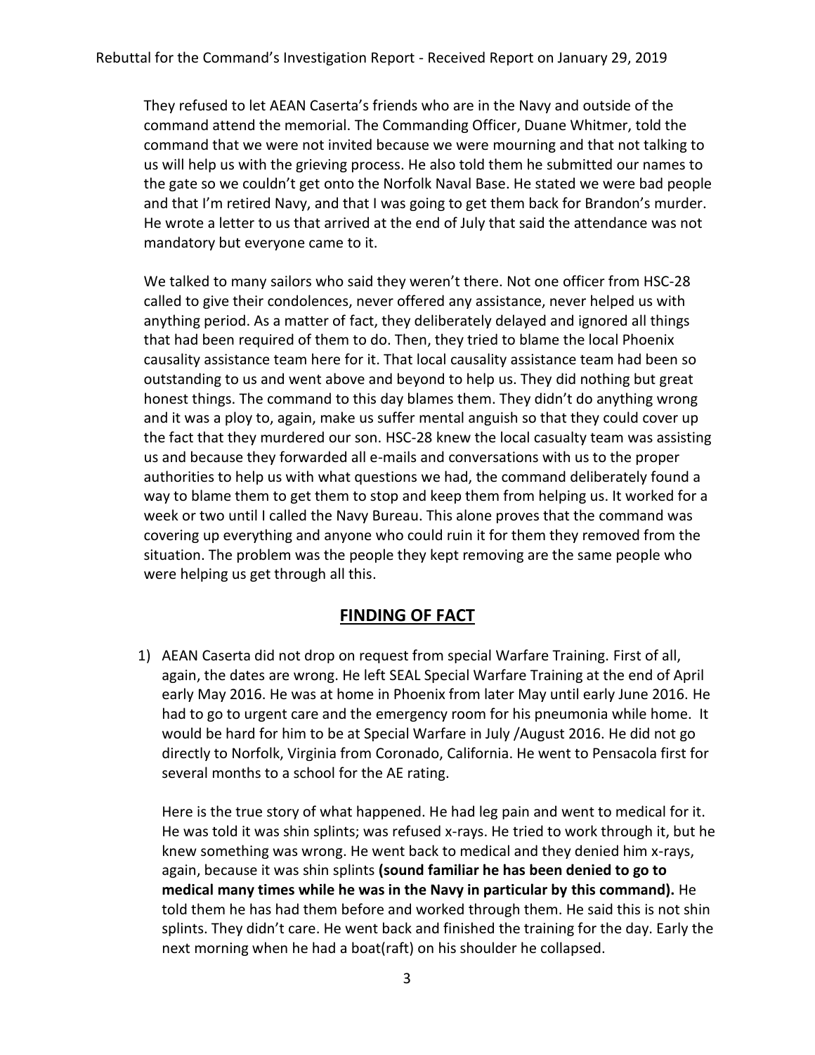They refused to let AEAN Caserta's friends who are in the Navy and outside of the command attend the memorial. The Commanding Officer, Duane Whitmer, told the command that we were not invited because we were mourning and that not talking to us will help us with the grieving process. He also told them he submitted our names to the gate so we couldn't get onto the Norfolk Naval Base. He stated we were bad people and that I'm retired Navy, and that I was going to get them back for Brandon's murder. He wrote a letter to us that arrived at the end of July that said the attendance was not mandatory but everyone came to it.

We talked to many sailors who said they weren't there. Not one officer from HSC-28 called to give their condolences, never offered any assistance, never helped us with anything period. As a matter of fact, they deliberately delayed and ignored all things that had been required of them to do. Then, they tried to blame the local Phoenix causality assistance team here for it. That local causality assistance team had been so outstanding to us and went above and beyond to help us. They did nothing but great honest things. The command to this day blames them. They didn't do anything wrong and it was a ploy to, again, make us suffer mental anguish so that they could cover up the fact that they murdered our son. HSC-28 knew the local casualty team was assisting us and because they forwarded all e-mails and conversations with us to the proper authorities to help us with what questions we had, the command deliberately found a way to blame them to get them to stop and keep them from helping us. It worked for a week or two until I called the Navy Bureau. This alone proves that the command was covering up everything and anyone who could ruin it for them they removed from the situation. The problem was the people they kept removing are the same people who were helping us get through all this.

## FINDING OF FACT

1) AEAN Caserta did not drop on request from special Warfare Training. First of all, again, the dates are wrong. He left SEAL Special Warfare Training at the end of April early May 2016. He was at home in Phoenix from later May until early June 2016. He had to go to urgent care and the emergency room for his pneumonia while home. It would be hard for him to be at Special Warfare in July /August 2016. He did not go directly to Norfolk, Virginia from Coronado, California. He went to Pensacola first for several months to a school for the AE rating.

   Here is the true story of what happened. He had leg pain and went to medical for it. He was told it was shin splints; was refused x-rays. He tried to work through it, but he knew something was wrong. He went back to medical and they denied him x-rays, again, because it was shin splints **(sound familiar he has been denied to go to medical many times while he was in the Navy in particular by this command).** He told them he has had them before and worked through them. He said this is not shin splints. They didn't care. He went back and finished the training for the day. Early the next morning when he had a boat(raft) on his shoulder he collapsed.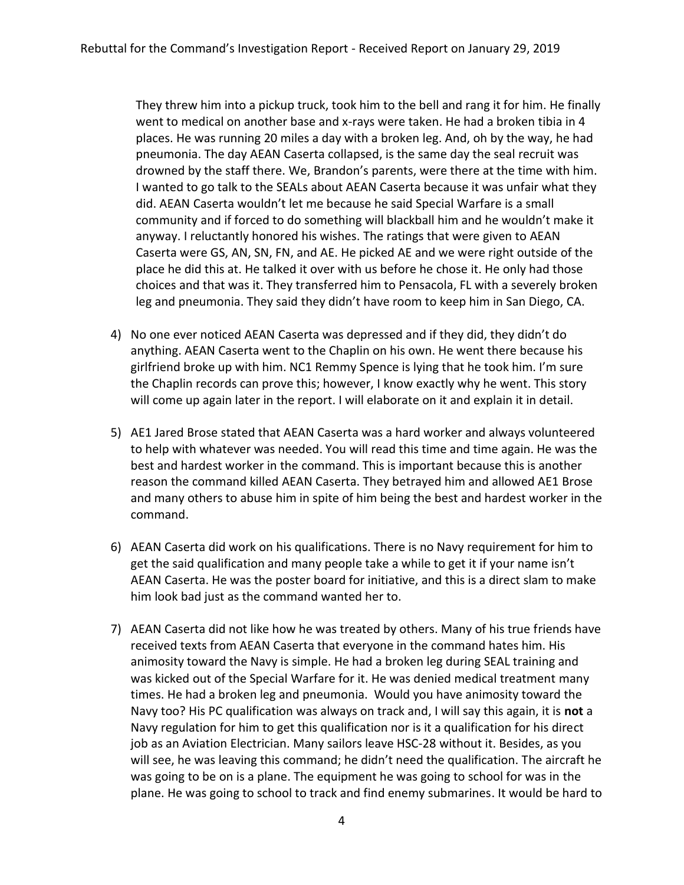They threw him into a pickup truck, took him to the bell and rang it for him. He finally went to medical on another base and x-rays were taken. He had a broken tibia in 4 places. He was running 20 miles a day with a broken leg. And, oh by the way, he had pneumonia. The day AEAN Caserta collapsed, is the same day the seal recruit was drowned by the staff there. We, Brandon's parents, were there at the time with him. I wanted to go talk to the SEALs about AEAN Caserta because it was unfair what they did. AEAN Caserta wouldn't let me because he said Special Warfare is a small community and if forced to do something will blackball him and he wouldn't make it anyway. I reluctantly honored his wishes. The ratings that were given to AEAN Caserta were GS, AN, SN, FN, and AE. He picked AE and we were right outside of the place he did this at. He talked it over with us before he chose it. He only had those choices and that was it. They transferred him to Pensacola, FL with a severely broken leg and pneumonia. They said they didn't have room to keep him in San Diego, CA.

4) No one ever noticed AEAN Caserta was depressed and if they did, they didn't do anything. AEAN Caserta went to the Chaplin on his own. He went there because his girlfriend broke up with him. NC1 Remmy Spence is lying that he took him. I'm sure the Chaplin records can prove this; however, I know exactly why he went. This story will come up again later in the report. I will elaborate on it and explain it in detail.

5) AE1 Jared Brose stated that AEAN Caserta was a hard worker and always volunteered to help with whatever was needed. You will read this time and time again. He was the best and hardest worker in the command. This is important because this is another reason the command killed AEAN Caserta. They betrayed him and allowed AE1 Brose and many others to abuse him in spite of him being the best and hardest worker in the command.

6) AEAN Caserta did work on his qualifications. There is no Navy requirement for him to get the said qualification and many people take a while to get it if your name isn't AEAN Caserta. He was the poster board for initiative, and this is a direct slam to make him look bad just as the command wanted her to.

7) AEAN Caserta did not like how he was treated by others. Many of his true friends have received texts from AEAN Caserta that everyone in the command hates him. His animosity toward the Navy is simple. He had a broken leg during SEAL training and was kicked out of the Special Warfare for it. He was denied medical treatment many times. He had a broken leg and pneumonia. Would you have animosity toward the Navy too? His PC qualification was always on track and, I will say this again, it is **not** a Navy regulation for him to get this qualification nor is it a qualification for his direct job as an Aviation Electrician. Many sailors leave HSC-28 without it. Besides, as you will see, he was leaving this command; he didn't need the qualification. The aircraft he was going to be on is a plane. The equipment he was going to school for was in the plane. He was going to school to track and find enemy submarines. It would be hard to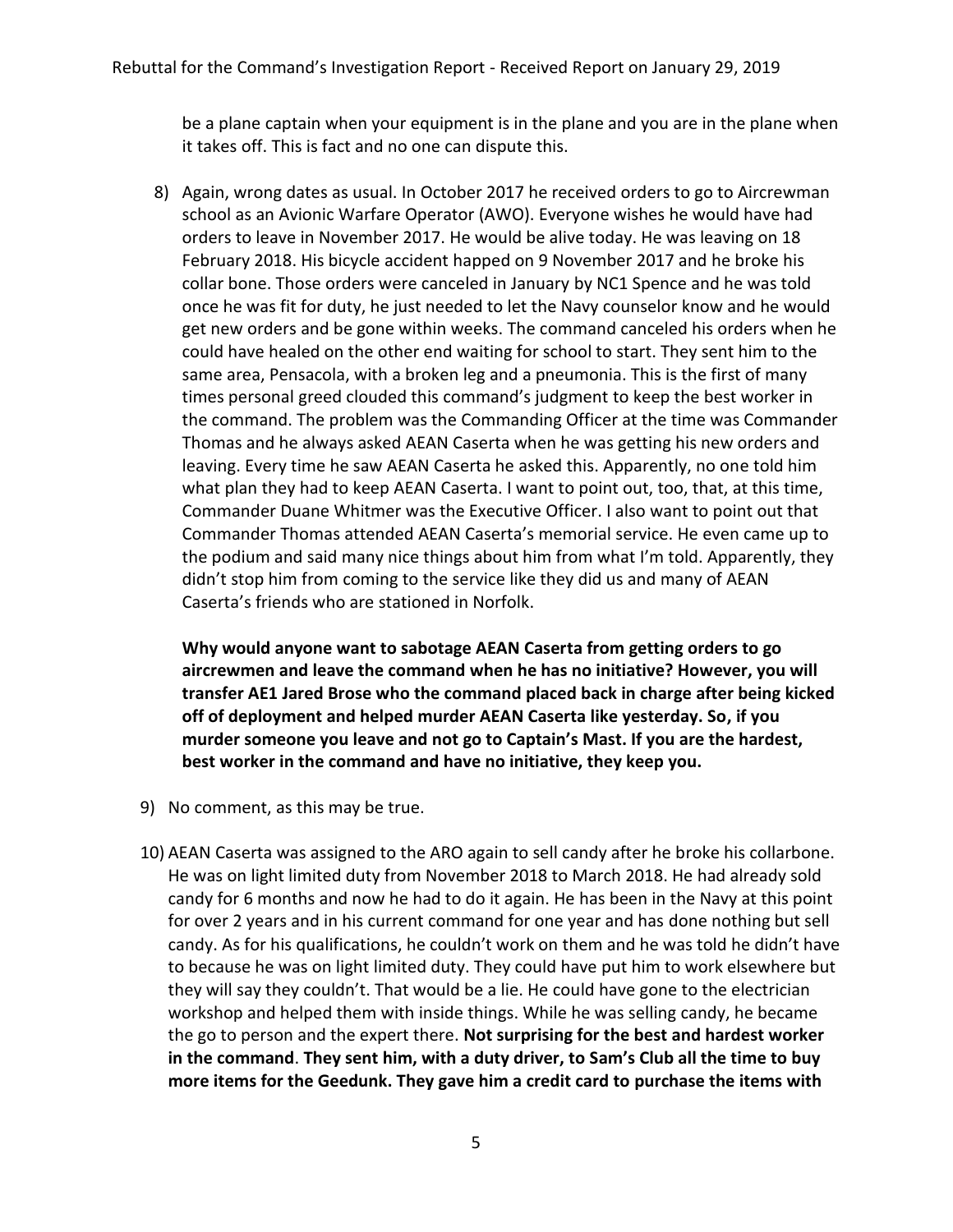be a plane captain when your equipment is in the plane and you are in the plane when it takes off. This is fact and no one can dispute this.

8) Again, wrong dates as usual. In October 2017 he received orders to go to Aircrewman school as an Avionic Warfare Operator (AWO). Everyone wishes he would have had orders to leave in November 2017. He would be alive today. He was leaving on 18 February 2018. His bicycle accident happed on 9 November 2017 and he broke his collar bone. Those orders were canceled in January by NC1 Spence and he was told once he was fit for duty, he just needed to let the Navy counselor know and he would get new orders and be gone within weeks. The command canceled his orders when he could have healed on the other end waiting for school to start. They sent him to the same area, Pensacola, with a broken leg and a pneumonia. This is the first of many times personal greed clouded this command's judgment to keep the best worker in the command. The problem was the Commanding Officer at the time was Commander Thomas and he always asked AEAN Caserta when he was getting his new orders and leaving. Every time he saw AEAN Caserta he asked this. Apparently, no one told him what plan they had to keep AEAN Caserta. I want to point out, too, that, at this time, Commander Duane Whitmer was the Executive Officer. I also want to point out that Commander Thomas attended AEAN Caserta's memorial service. He even came up to the podium and said many nice things about him from what I'm told. Apparently, they didn't stop him from coming to the service like they did us and many of AEAN Caserta's friends who are stationed in Norfolk.

   **Why would anyone want to sabotage AEAN Caserta from getting orders to go aircrewmen and leave the command when he has no initiative? However, you will transfer AE1 Jared Brose who the command placed back in charge after being kicked off of deployment and helped murder AEAN Caserta like yesterday. So, if you murder someone you leave and not go to Captain's Mast. If you are the hardest, best worker in the command and have no initiative, they keep you.**

9) No comment, as this may be true.

10) AEAN Caserta was assigned to the ARO again to sell candy after he broke his collarbone. He was on light limited duty from November 2018 to March 2018. He had already sold candy for 6 months and now he had to do it again. He has been in the Navy at this point for over 2 years and in his current command for one year and has done nothing but sell candy. As for his qualifications, he couldn't work on them and he was told he didn't have to because he was on light limited duty. They could have put him to work elsewhere but they will say they couldn't. That would be a lie. He could have gone to the electrician workshop and helped them with inside things. While he was selling candy, he became the go to person and the expert there. **Not surprising for the best and hardest worker in the command**. **They sent him, with a duty driver, to Sam's Club all the time to buy more items for the Geedunk. They gave him a credit card to purchase the items with**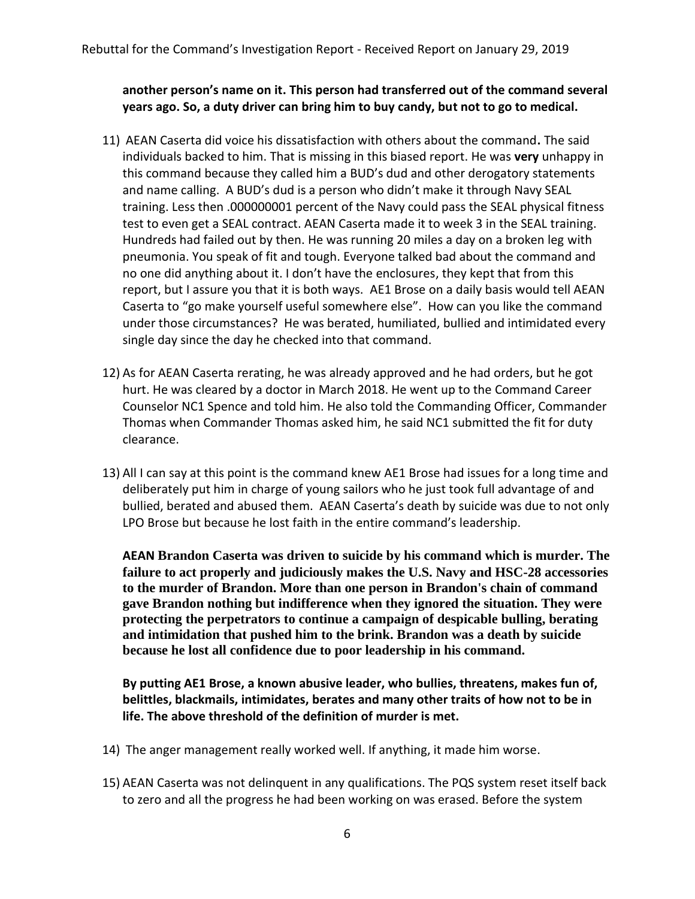**another person's name on it. This person had transferred out of the command several years ago. So, a duty driver can bring him to buy candy, but not to go to medical.**

11) AEAN Caserta did voice his dissatisfaction with others about the command**.** The said individuals backed to him. That is missing in this biased report. He was **very** unhappy in this command because they called him a BUD's dud and other derogatory statements and name calling. A BUD's dud is a person who didn't make it through Navy SEAL training. Less then .000000001 percent of the Navy could pass the SEAL physical fitness test to even get a SEAL contract. AEAN Caserta made it to week 3 in the SEAL training. Hundreds had failed out by then. He was running 20 miles a day on a broken leg with pneumonia. You speak of fit and tough. Everyone talked bad about the command and no one did anything about it. I don't have the enclosures, they kept that from this report, but I assure you that it is both ways. AE1 Brose on a daily basis would tell AEAN Caserta to "go make yourself useful somewhere else". How can you like the command under those circumstances? He was berated, humiliated, bullied and intimidated every single day since the day he checked into that command.

12) As for AEAN Caserta rerating, he was already approved and he had orders, but he got hurt. He was cleared by a doctor in March 2018. He went up to the Command Career Counselor NC1 Spence and told him. He also told the Commanding Officer, Commander Thomas when Commander Thomas asked him, he said NC1 submitted the fit for duty clearance.

13) All I can say at this point is the command knew AE1 Brose had issues for a long time and deliberately put him in charge of young sailors who he just took full advantage of and bullied, berated and abused them. AEAN Caserta's death by suicide was due to not only LPO Brose but because he lost faith in the entire command's leadership.

    **AEAN Brandon Caserta was driven to suicide by his command which is murder. The failure to act properly and judiciously makes the U.S. Navy and HSC-28 accessories to the murder of Brandon. More than one person in Brandon's chain of command gave Brandon nothing but indifference when they ignored the situation. They were protecting the perpetrators to continue a campaign of despicable bulling, berating and intimidation that pushed him to the brink. Brandon was a death by suicide because he lost all confidence due to poor leadership in his command.**

    **By putting AE1 Brose, a known abusive leader, who bullies, threatens, makes fun of, belittles, blackmails, intimidates, berates and many other traits of how not to be in life. The above threshold of the definition of murder is met.**

14) The anger management really worked well. If anything, it made him worse.

15) AEAN Caserta was not delinquent in any qualifications. The PQS system reset itself back to zero and all the progress he had been working on was erased. Before the system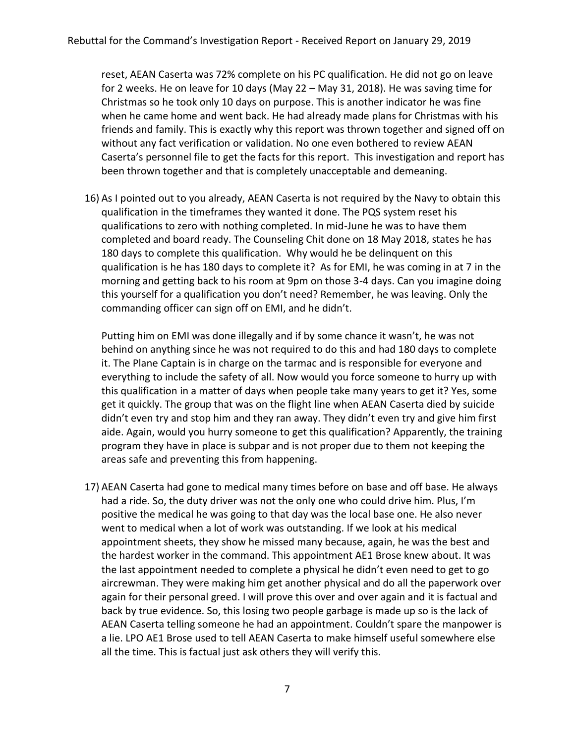reset, AEAN Caserta was 72% complete on his PC qualification. He did not go on leave for 2 weeks. He on leave for 10 days (May 22 – May 31, 2018). He was saving time for Christmas so he took only 10 days on purpose. This is another indicator he was fine when he came home and went back. He had already made plans for Christmas with his friends and family. This is exactly why this report was thrown together and signed off on without any fact verification or validation. No one even bothered to review AEAN Caserta's personnel file to get the facts for this report. This investigation and report has been thrown together and that is completely unacceptable and demeaning.

16) As I pointed out to you already, AEAN Caserta is not required by the Navy to obtain this qualification in the timeframes they wanted it done. The PQS system reset his qualifications to zero with nothing completed. In mid-June he was to have them completed and board ready. The Counseling Chit done on 18 May 2018, states he has 180 days to complete this qualification. Why would he be delinquent on this qualification is he has 180 days to complete it? As for EMI, he was coming in at 7 in the morning and getting back to his room at 9pm on those 3-4 days. Can you imagine doing this yourself for a qualification you don't need? Remember, he was leaving. Only the commanding officer can sign off on EMI, and he didn't.

    Putting him on EMI was done illegally and if by some chance it wasn't, he was not behind on anything since he was not required to do this and had 180 days to complete it. The Plane Captain is in charge on the tarmac and is responsible for everyone and everything to include the safety of all. Now would you force someone to hurry up with this qualification in a matter of days when people take many years to get it? Yes, some get it quickly. The group that was on the flight line when AEAN Caserta died by suicide didn't even try and stop him and they ran away. They didn't even try and give him first aide. Again, would you hurry someone to get this qualification? Apparently, the training program they have in place is subpar and is not proper due to them not keeping the areas safe and preventing this from happening.

17) AEAN Caserta had gone to medical many times before on base and off base. He always had a ride. So, the duty driver was not the only one who could drive him. Plus, I'm positive the medical he was going to that day was the local base one. He also never went to medical when a lot of work was outstanding. If we look at his medical appointment sheets, they show he missed many because, again, he was the best and the hardest worker in the command. This appointment AE1 Brose knew about. It was the last appointment needed to complete a physical he didn't even need to get to go aircrewman. They were making him get another physical and do all the paperwork over again for their personal greed. I will prove this over and over again and it is factual and back by true evidence. So, this losing two people garbage is made up so is the lack of AEAN Caserta telling someone he had an appointment. Couldn't spare the manpower is a lie. LPO AE1 Brose used to tell AEAN Caserta to make himself useful somewhere else all the time. This is factual just ask others they will verify this.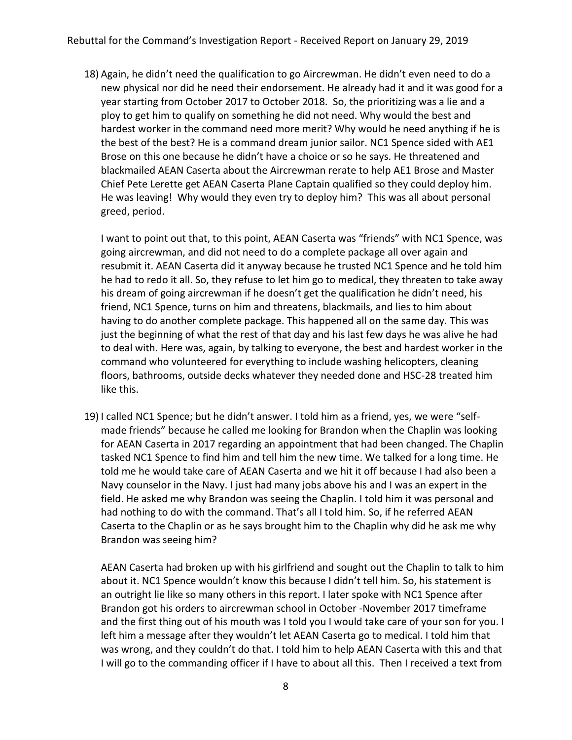18) Again, he didn't need the qualification to go Aircrewman. He didn't even need to do a new physical nor did he need their endorsement. He already had it and it was good for a year starting from October 2017 to October 2018. So, the prioritizing was a lie and a ploy to get him to qualify on something he did not need. Why would the best and hardest worker in the command need more merit? Why would he need anything if he is the best of the best? He is a command dream junior sailor. NC1 Spence sided with AE1 Brose on this one because he didn't have a choice or so he says. He threatened and blackmailed AEAN Caserta about the Aircrewman rerate to help AE1 Brose and Master Chief Pete Lerette get AEAN Caserta Plane Captain qualified so they could deploy him. He was leaving! Why would they even try to deploy him? This was all about personal greed, period.

    I want to point out that, to this point, AEAN Caserta was "friends" with NC1 Spence, was going aircrewman, and did not need to do a complete package all over again and resubmit it. AEAN Caserta did it anyway because he trusted NC1 Spence and he told him he had to redo it all. So, they refuse to let him go to medical, they threaten to take away his dream of going aircrewman if he doesn't get the qualification he didn't need, his friend, NC1 Spence, turns on him and threatens, blackmails, and lies to him about having to do another complete package. This happened all on the same day. This was just the beginning of what the rest of that day and his last few days he was alive he had to deal with. Here was, again, by talking to everyone, the best and hardest worker in the command who volunteered for everything to include washing helicopters, cleaning floors, bathrooms, outside decks whatever they needed done and HSC-28 treated him like this.

19) I called NC1 Spence; but he didn't answer. I told him as a friend, yes, we were "self-made friends" because he called me looking for Brandon when the Chaplin was looking for AEAN Caserta in 2017 regarding an appointment that had been changed. The Chaplin tasked NC1 Spence to find him and tell him the new time. We talked for a long time. He told me he would take care of AEAN Caserta and we hit it off because I had also been a Navy counselor in the Navy. I just had many jobs above his and I was an expert in the field. He asked me why Brandon was seeing the Chaplin. I told him it was personal and had nothing to do with the command. That's all I told him. So, if he referred AEAN Caserta to the Chaplin or as he says brought him to the Chaplin why did he ask me why Brandon was seeing him?

    AEAN Caserta had broken up with his girlfriend and sought out the Chaplin to talk to him about it. NC1 Spence wouldn't know this because I didn't tell him. So, his statement is an outright lie like so many others in this report. I later spoke with NC1 Spence after Brandon got his orders to aircrewman school in October -November 2017 timeframe and the first thing out of his mouth was I told you I would take care of your son for you. I left him a message after they wouldn't let AEAN Caserta go to medical. I told him that was wrong, and they couldn't do that. I told him to help AEAN Caserta with this and that I will go to the commanding officer if I have to about all this. Then I received a text from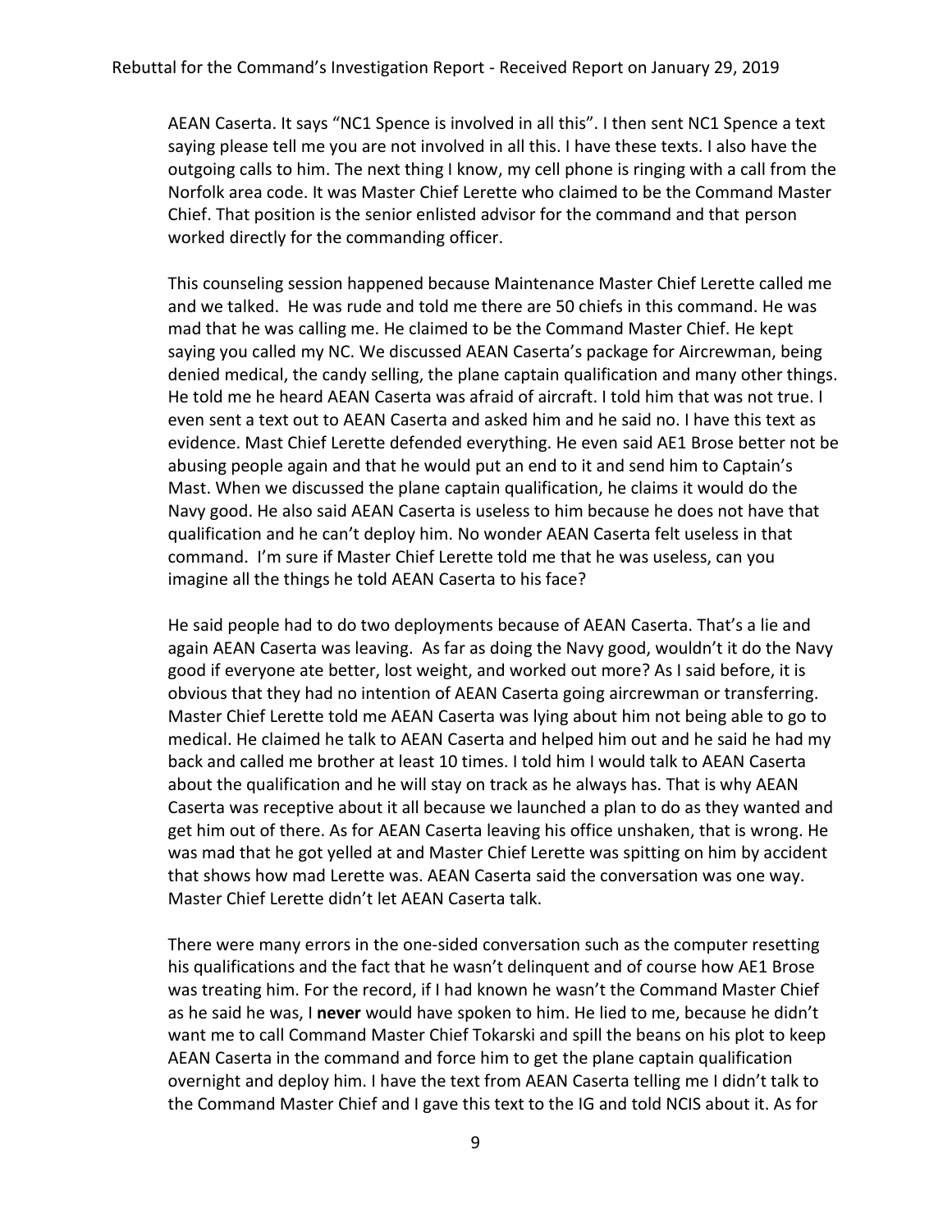AEAN Caserta. It says "NC1 Spence is involved in all this". I then sent NC1 Spence a text saying please tell me you are not involved in all this. I have these texts. I also have the outgoing calls to him. The next thing I know, my cell phone is ringing with a call from the Norfolk area code. It was Master Chief Lerette who claimed to be the Command Master Chief. That position is the senior enlisted advisor for the command and that person worked directly for the commanding officer.

This counseling session happened because Maintenance Master Chief Lerette called me and we talked. He was rude and told me there are 50 chiefs in this command. He was mad that he was calling me. He claimed to be the Command Master Chief. He kept saying you called my NC. We discussed AEAN Caserta's package for Aircrewman, being denied medical, the candy selling, the plane captain qualification and many other things. He told me he heard AEAN Caserta was afraid of aircraft. I told him that was not true. I even sent a text out to AEAN Caserta and asked him and he said no. I have this text as evidence. Mast Chief Lerette defended everything. He even said AE1 Brose better not be abusing people again and that he would put an end to it and send him to Captain's Mast. When we discussed the plane captain qualification, he claims it would do the Navy good. He also said AEAN Caserta is useless to him because he does not have that qualification and he can't deploy him. No wonder AEAN Caserta felt useless in that command. I'm sure if Master Chief Lerette told me that he was useless, can you imagine all the things he told AEAN Caserta to his face?

He said people had to do two deployments because of AEAN Caserta. That's a lie and again AEAN Caserta was leaving. As far as doing the Navy good, wouldn't it do the Navy good if everyone ate better, lost weight, and worked out more? As I said before, it is obvious that they had no intention of AEAN Caserta going aircrewman or transferring. Master Chief Lerette told me AEAN Caserta was lying about him not being able to go to medical. He claimed he talk to AEAN Caserta and helped him out and he said he had my back and called me brother at least 10 times. I told him I would talk to AEAN Caserta about the qualification and he will stay on track as he always has. That is why AEAN Caserta was receptive about it all because we launched a plan to do as they wanted and get him out of there. As for AEAN Caserta leaving his office unshaken, that is wrong. He was mad that he got yelled at and Master Chief Lerette was spitting on him by accident that shows how mad Lerette was. AEAN Caserta said the conversation was one way. Master Chief Lerette didn't let AEAN Caserta talk.

There were many errors in the one-sided conversation such as the computer resetting his qualifications and the fact that he wasn't delinquent and of course how AE1 Brose was treating him. For the record, if I had known he wasn't the Command Master Chief as he said he was, I **never** would have spoken to him. He lied to me, because he didn't want me to call Command Master Chief Tokarski and spill the beans on his plot to keep AEAN Caserta in the command and force him to get the plane captain qualification overnight and deploy him. I have the text from AEAN Caserta telling me I didn't talk to the Command Master Chief and I gave this text to the IG and told NCIS about it. As for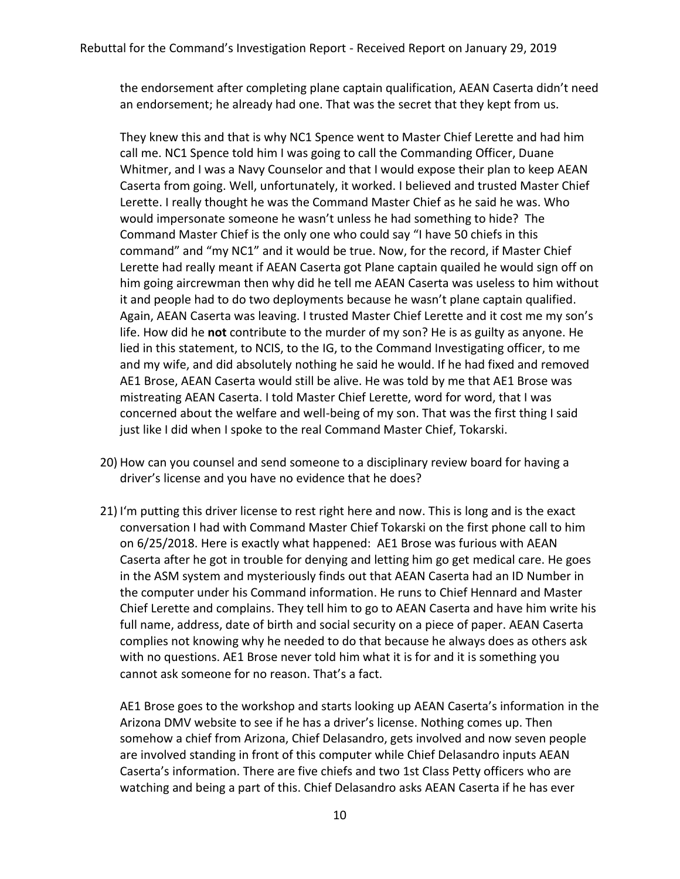the endorsement after completing plane captain qualification, AEAN Caserta didn't need an endorsement; he already had one. That was the secret that they kept from us.

They knew this and that is why NC1 Spence went to Master Chief Lerette and had him call me. NC1 Spence told him I was going to call the Commanding Officer, Duane Whitmer, and I was a Navy Counselor and that I would expose their plan to keep AEAN Caserta from going. Well, unfortunately, it worked. I believed and trusted Master Chief Lerette. I really thought he was the Command Master Chief as he said he was. Who would impersonate someone he wasn't unless he had something to hide? The Command Master Chief is the only one who could say "I have 50 chiefs in this command" and "my NC1" and it would be true. Now, for the record, if Master Chief Lerette had really meant if AEAN Caserta got Plane captain quailed he would sign off on him going aircrewman then why did he tell me AEAN Caserta was useless to him without it and people had to do two deployments because he wasn't plane captain qualified. Again, AEAN Caserta was leaving. I trusted Master Chief Lerette and it cost me my son's life. How did he **not** contribute to the murder of my son? He is as guilty as anyone. He lied in this statement, to NCIS, to the IG, to the Command Investigating officer, to me and my wife, and did absolutely nothing he said he would. If he had fixed and removed AE1 Brose, AEAN Caserta would still be alive. He was told by me that AE1 Brose was mistreating AEAN Caserta. I told Master Chief Lerette, word for word, that I was concerned about the welfare and well-being of my son. That was the first thing I said just like I did when I spoke to the real Command Master Chief, Tokarski.

20) How can you counsel and send someone to a disciplinary review board for having a driver's license and you have no evidence that he does?

21) I'm putting this driver license to rest right here and now. This is long and is the exact conversation I had with Command Master Chief Tokarski on the first phone call to him on 6/25/2018. Here is exactly what happened: AE1 Brose was furious with AEAN Caserta after he got in trouble for denying and letting him go get medical care. He goes in the ASM system and mysteriously finds out that AEAN Caserta had an ID Number in the computer under his Command information. He runs to Chief Hennard and Master Chief Lerette and complains. They tell him to go to AEAN Caserta and have him write his full name, address, date of birth and social security on a piece of paper. AEAN Caserta complies not knowing why he needed to do that because he always does as others ask with no questions. AE1 Brose never told him what it is for and it is something you cannot ask someone for no reason. That's a fact.

    AE1 Brose goes to the workshop and starts looking up AEAN Caserta's information in the Arizona DMV website to see if he has a driver's license. Nothing comes up. Then somehow a chief from Arizona, Chief Delasandro, gets involved and now seven people are involved standing in front of this computer while Chief Delasandro inputs AEAN Caserta's information. There are five chiefs and two 1st Class Petty officers who are watching and being a part of this. Chief Delasandro asks AEAN Caserta if he has ever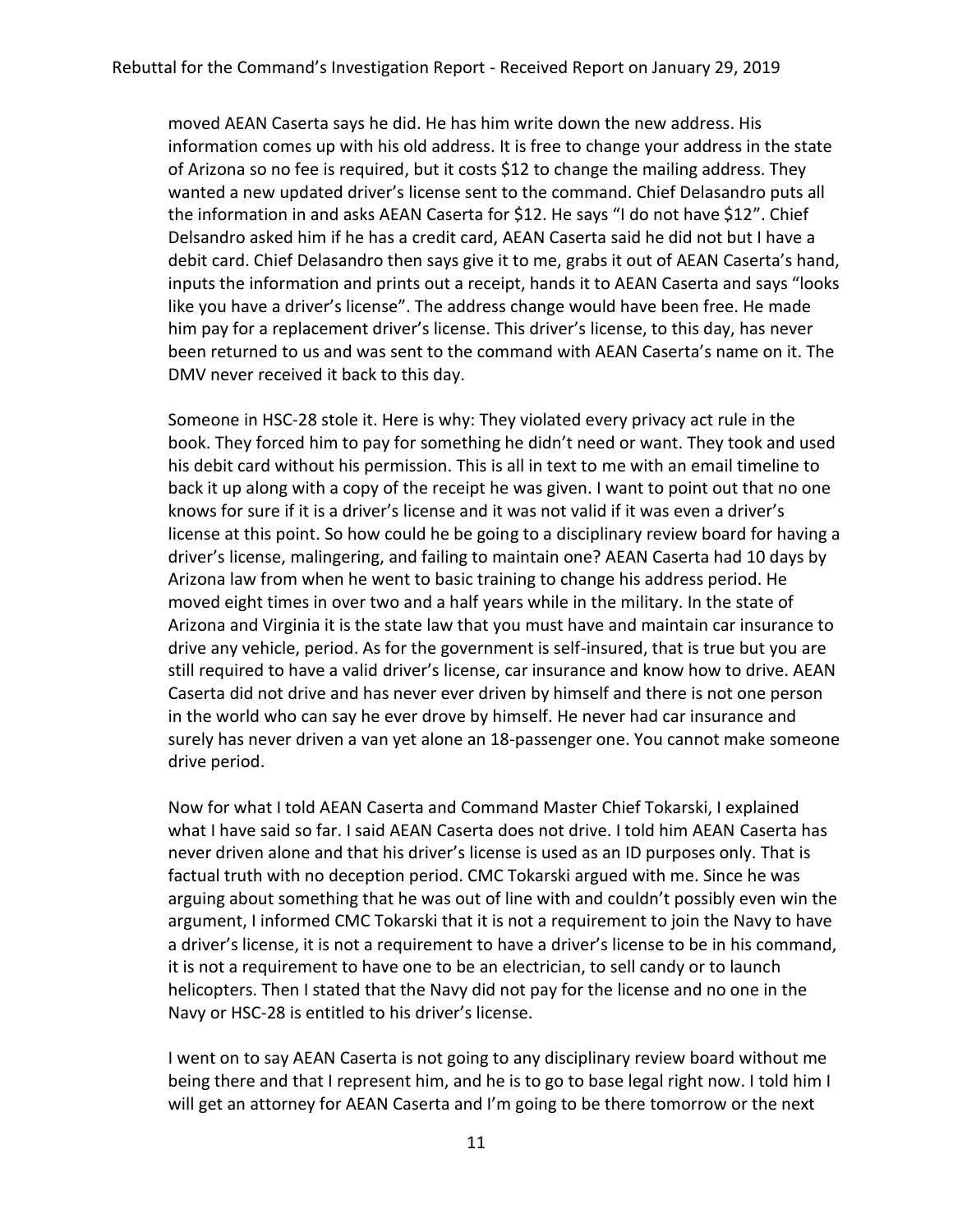moved AEAN Caserta says he did. He has him write down the new address. His information comes up with his old address. It is free to change your address in the state of Arizona so no fee is required, but it costs $12 to change the mailing address. They wanted a new updated driver's license sent to the command. Chief Delasandro puts all the information in and asks AEAN Caserta for $12. He says "I do not have $12". Chief Delsandro asked him if he has a credit card, AEAN Caserta said he did not but I have a debit card. Chief Delasandro then says give it to me, grabs it out of AEAN Caserta's hand, inputs the information and prints out a receipt, hands it to AEAN Caserta and says "looks like you have a driver's license". The address change would have been free. He made him pay for a replacement driver's license. This driver's license, to this day, has never been returned to us and was sent to the command with AEAN Caserta's name on it. The DMV never received it back to this day.

Someone in HSC-28 stole it. Here is why: They violated every privacy act rule in the book. They forced him to pay for something he didn't need or want. They took and used his debit card without his permission. This is all in text to me with an email timeline to back it up along with a copy of the receipt he was given. I want to point out that no one knows for sure if it is a driver's license and it was not valid if it was even a driver's license at this point. So how could he be going to a disciplinary review board for having a driver's license, malingering, and failing to maintain one? AEAN Caserta had 10 days by Arizona law from when he went to basic training to change his address period. He moved eight times in over two and a half years while in the military. In the state of Arizona and Virginia it is the state law that you must have and maintain car insurance to drive any vehicle, period. As for the government is self-insured, that is true but you are still required to have a valid driver's license, car insurance and know how to drive. AEAN Caserta did not drive and has never ever driven by himself and there is not one person in the world who can say he ever drove by himself. He never had car insurance and surely has never driven a van yet alone an 18-passenger one. You cannot make someone drive period.

Now for what I told AEAN Caserta and Command Master Chief Tokarski, I explained what I have said so far. I said AEAN Caserta does not drive. I told him AEAN Caserta has never driven alone and that his driver's license is used as an ID purposes only. That is factual truth with no deception period. CMC Tokarski argued with me. Since he was arguing about something that he was out of line with and couldn't possibly even win the argument, I informed CMC Tokarski that it is not a requirement to join the Navy to have a driver's license, it is not a requirement to have a driver's license to be in his command, it is not a requirement to have one to be an electrician, to sell candy or to launch helicopters. Then I stated that the Navy did not pay for the license and no one in the Navy or HSC-28 is entitled to his driver's license.

I went on to say AEAN Caserta is not going to any disciplinary review board without me being there and that I represent him, and he is to go to base legal right now. I told him I will get an attorney for AEAN Caserta and I'm going to be there tomorrow or the next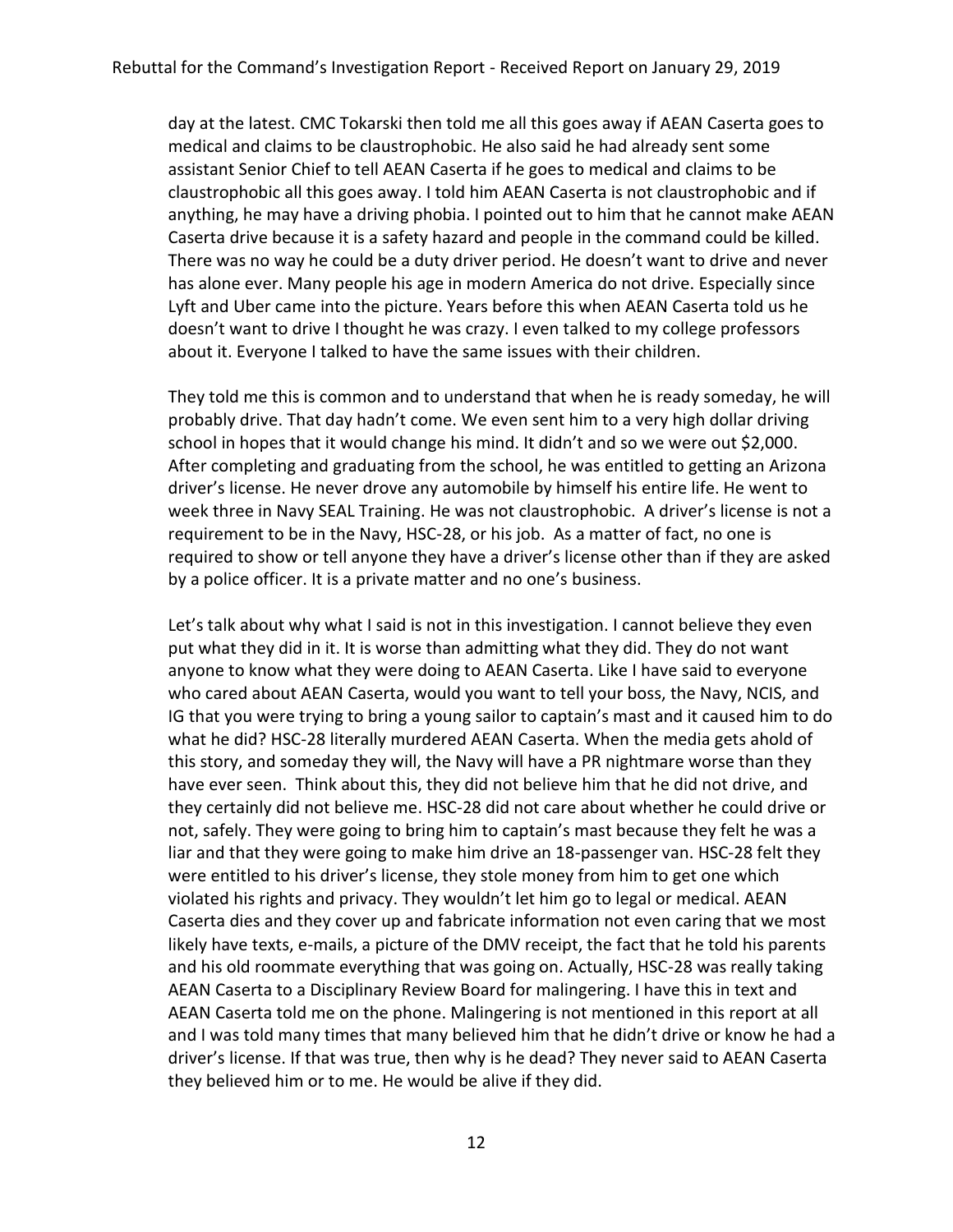day at the latest. CMC Tokarski then told me all this goes away if AEAN Caserta goes to medical and claims to be claustrophobic. He also said he had already sent some assistant Senior Chief to tell AEAN Caserta if he goes to medical and claims to be claustrophobic all this goes away. I told him AEAN Caserta is not claustrophobic and if anything, he may have a driving phobia. I pointed out to him that he cannot make AEAN Caserta drive because it is a safety hazard and people in the command could be killed. There was no way he could be a duty driver period. He doesn't want to drive and never has alone ever. Many people his age in modern America do not drive. Especially since Lyft and Uber came into the picture. Years before this when AEAN Caserta told us he doesn't want to drive I thought he was crazy. I even talked to my college professors about it. Everyone I talked to have the same issues with their children.

They told me this is common and to understand that when he is ready someday, he will probably drive. That day hadn't come. We even sent him to a very high dollar driving school in hopes that it would change his mind. It didn't and so we were out $2,000. After completing and graduating from the school, he was entitled to getting an Arizona driver's license. He never drove any automobile by himself his entire life. He went to week three in Navy SEAL Training. He was not claustrophobic. A driver's license is not a requirement to be in the Navy, HSC-28, or his job. As a matter of fact, no one is required to show or tell anyone they have a driver's license other than if they are asked by a police officer. It is a private matter and no one's business.

Let's talk about why what I said is not in this investigation. I cannot believe they even put what they did in it. It is worse than admitting what they did. They do not want anyone to know what they were doing to AEAN Caserta. Like I have said to everyone who cared about AEAN Caserta, would you want to tell your boss, the Navy, NCIS, and IG that you were trying to bring a young sailor to captain's mast and it caused him to do what he did? HSC-28 literally murdered AEAN Caserta. When the media gets ahold of this story, and someday they will, the Navy will have a PR nightmare worse than they have ever seen. Think about this, they did not believe him that he did not drive, and they certainly did not believe me. HSC-28 did not care about whether he could drive or not, safely. They were going to bring him to captain's mast because they felt he was a liar and that they were going to make him drive an 18-passenger van. HSC-28 felt they were entitled to his driver's license, they stole money from him to get one which violated his rights and privacy. They wouldn't let him go to legal or medical. AEAN Caserta dies and they cover up and fabricate information not even caring that we most likely have texts, e-mails, a picture of the DMV receipt, the fact that he told his parents and his old roommate everything that was going on. Actually, HSC-28 was really taking AEAN Caserta to a Disciplinary Review Board for malingering. I have this in text and AEAN Caserta told me on the phone. Malingering is not mentioned in this report at all and I was told many times that many believed him that he didn't drive or know he had a driver's license. If that was true, then why is he dead? They never said to AEAN Caserta they believed him or to me. He would be alive if they did.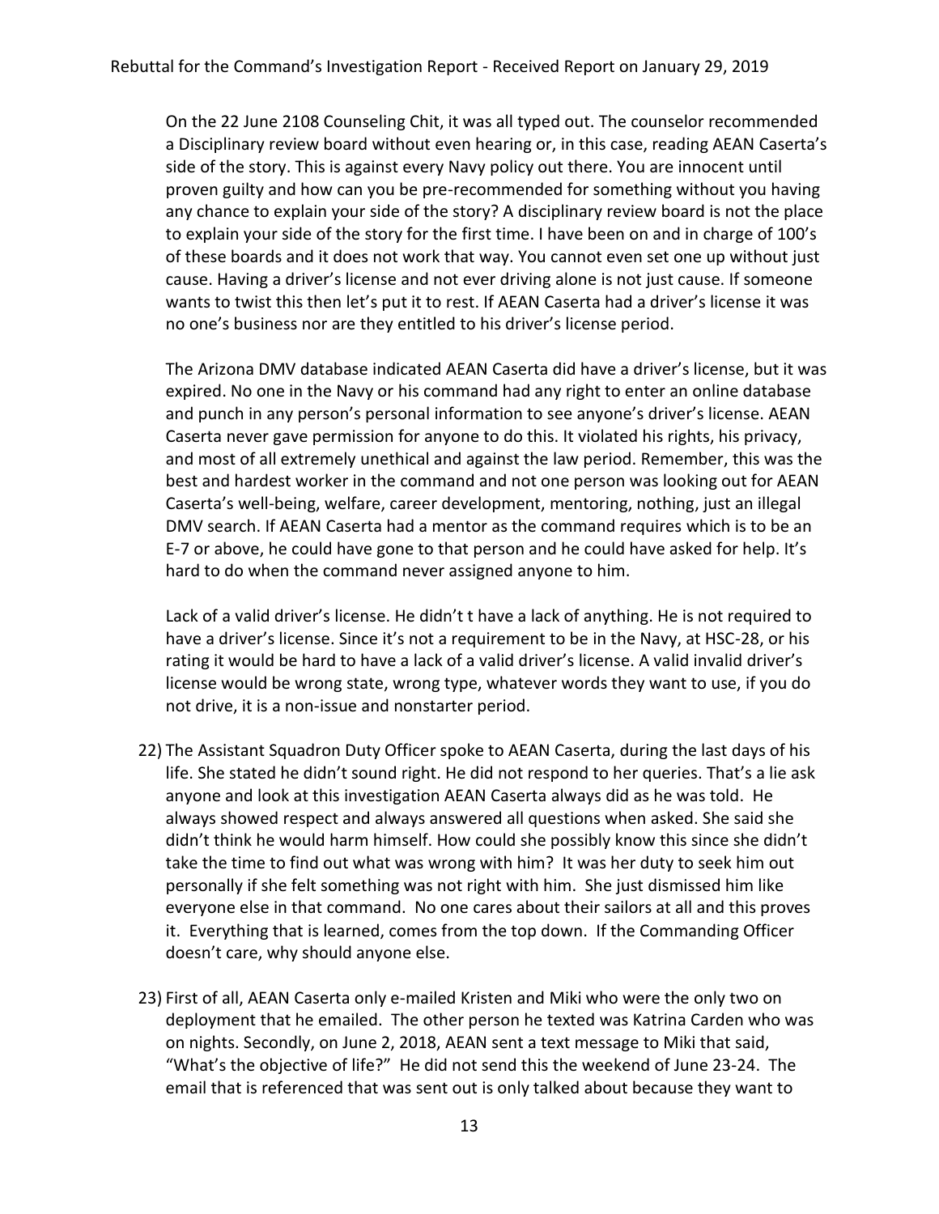On the 22 June 2108 Counseling Chit, it was all typed out. The counselor recommended a Disciplinary review board without even hearing or, in this case, reading AEAN Caserta's side of the story. This is against every Navy policy out there. You are innocent until proven guilty and how can you be pre-recommended for something without you having any chance to explain your side of the story? A disciplinary review board is not the place to explain your side of the story for the first time. I have been on and in charge of 100's of these boards and it does not work that way. You cannot even set one up without just cause. Having a driver's license and not ever driving alone is not just cause. If someone wants to twist this then let's put it to rest. If AEAN Caserta had a driver's license it was no one's business nor are they entitled to his driver's license period.

The Arizona DMV database indicated AEAN Caserta did have a driver's license, but it was expired. No one in the Navy or his command had any right to enter an online database and punch in any person's personal information to see anyone's driver's license. AEAN Caserta never gave permission for anyone to do this. It violated his rights, his privacy, and most of all extremely unethical and against the law period. Remember, this was the best and hardest worker in the command and not one person was looking out for AEAN Caserta's well-being, welfare, career development, mentoring, nothing, just an illegal DMV search. If AEAN Caserta had a mentor as the command requires which is to be an E-7 or above, he could have gone to that person and he could have asked for help. It's hard to do when the command never assigned anyone to him.

Lack of a valid driver's license. He didn't t have a lack of anything. He is not required to have a driver's license. Since it's not a requirement to be in the Navy, at HSC-28, or his rating it would be hard to have a lack of a valid driver's license. A valid invalid driver's license would be wrong state, wrong type, whatever words they want to use, if you do not drive, it is a non-issue and nonstarter period.

22) The Assistant Squadron Duty Officer spoke to AEAN Caserta, during the last days of his life. She stated he didn't sound right. He did not respond to her queries. That's a lie ask anyone and look at this investigation AEAN Caserta always did as he was told. He always showed respect and always answered all questions when asked. She said she didn't think he would harm himself. How could she possibly know this since she didn't take the time to find out what was wrong with him? It was her duty to seek him out personally if she felt something was not right with him. She just dismissed him like everyone else in that command. No one cares about their sailors at all and this proves it. Everything that is learned, comes from the top down. If the Commanding Officer doesn't care, why should anyone else.

23) First of all, AEAN Caserta only e-mailed Kristen and Miki who were the only two on deployment that he emailed. The other person he texted was Katrina Carden who was on nights. Secondly, on June 2, 2018, AEAN sent a text message to Miki that said, "What's the objective of life?" He did not send this the weekend of June 23-24. The email that is referenced that was sent out is only talked about because they want to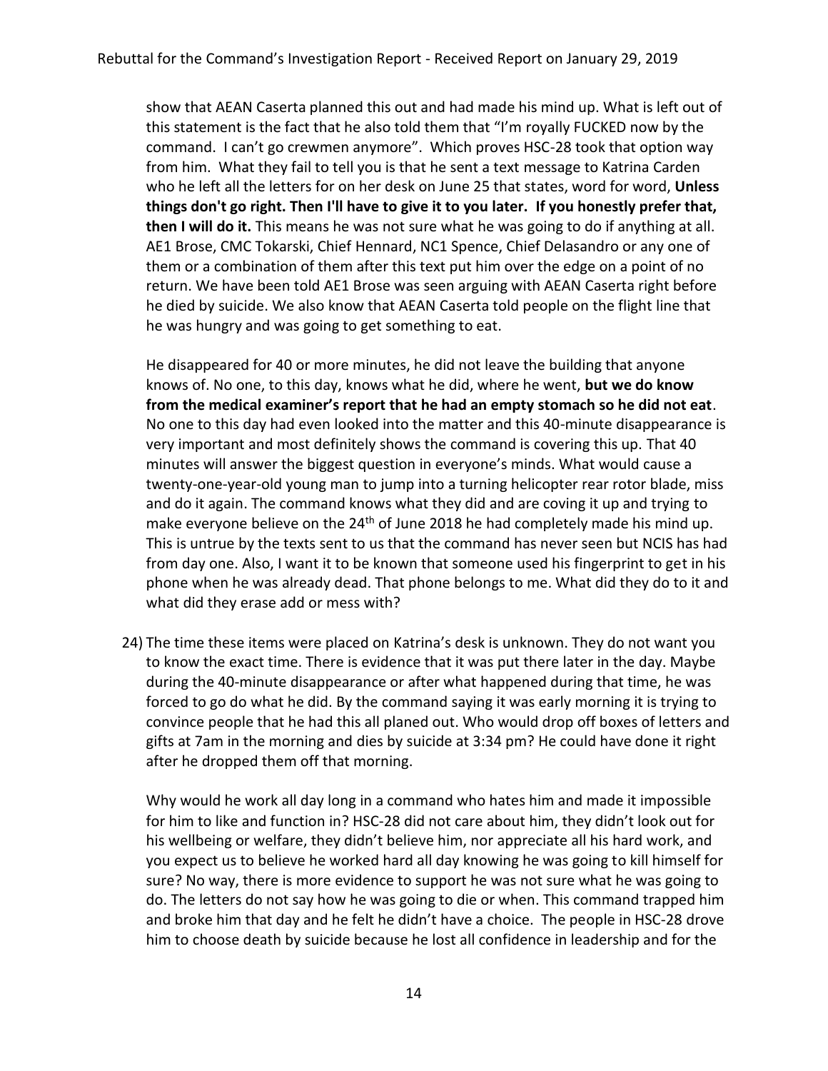show that AEAN Caserta planned this out and had made his mind up. What is left out of this statement is the fact that he also told them that "I'm royally FUCKED now by the command. I can't go crewmen anymore". Which proves HSC-28 took that option way from him. What they fail to tell you is that he sent a text message to Katrina Carden who he left all the letters for on her desk on June 25 that states, word for word, **Unless things don't go right. Then I'll have to give it to you later. If you honestly prefer that, then I will do it.** This means he was not sure what he was going to do if anything at all. AE1 Brose, CMC Tokarski, Chief Hennard, NC1 Spence, Chief Delasandro or any one of them or a combination of them after this text put him over the edge on a point of no return. We have been told AE1 Brose was seen arguing with AEAN Caserta right before he died by suicide. We also know that AEAN Caserta told people on the flight line that he was hungry and was going to get something to eat.

He disappeared for 40 or more minutes, he did not leave the building that anyone knows of. No one, to this day, knows what he did, where he went, **but we do know from the medical examiner's report that he had an empty stomach so he did not eat**. No one to this day had even looked into the matter and this 40-minute disappearance is very important and most definitely shows the command is covering this up. That 40 minutes will answer the biggest question in everyone's minds. What would cause a twenty-one-year-old young man to jump into a turning helicopter rear rotor blade, miss and do it again. The command knows what they did and are coving it up and trying to make everyone believe on the 24th of June 2018 he had completely made his mind up. This is untrue by the texts sent to us that the command has never seen but NCIS has had from day one. Also, I want it to be known that someone used his fingerprint to get in his phone when he was already dead. That phone belongs to me. What did they do to it and what did they erase add or mess with?

24) The time these items were placed on Katrina's desk is unknown. They do not want you to know the exact time. There is evidence that it was put there later in the day. Maybe during the 40-minute disappearance or after what happened during that time, he was forced to go do what he did. By the command saying it was early morning it is trying to convince people that he had this all planed out. Who would drop off boxes of letters and gifts at 7am in the morning and dies by suicide at 3:34 pm? He could have done it right after he dropped them off that morning.

    Why would he work all day long in a command who hates him and made it impossible for him to like and function in? HSC-28 did not care about him, they didn't look out for his wellbeing or welfare, they didn't believe him, nor appreciate all his hard work, and you expect us to believe he worked hard all day knowing he was going to kill himself for sure? No way, there is more evidence to support he was not sure what he was going to do. The letters do not say how he was going to die or when. This command trapped him and broke him that day and he felt he didn't have a choice. The people in HSC-28 drove him to choose death by suicide because he lost all confidence in leadership and for the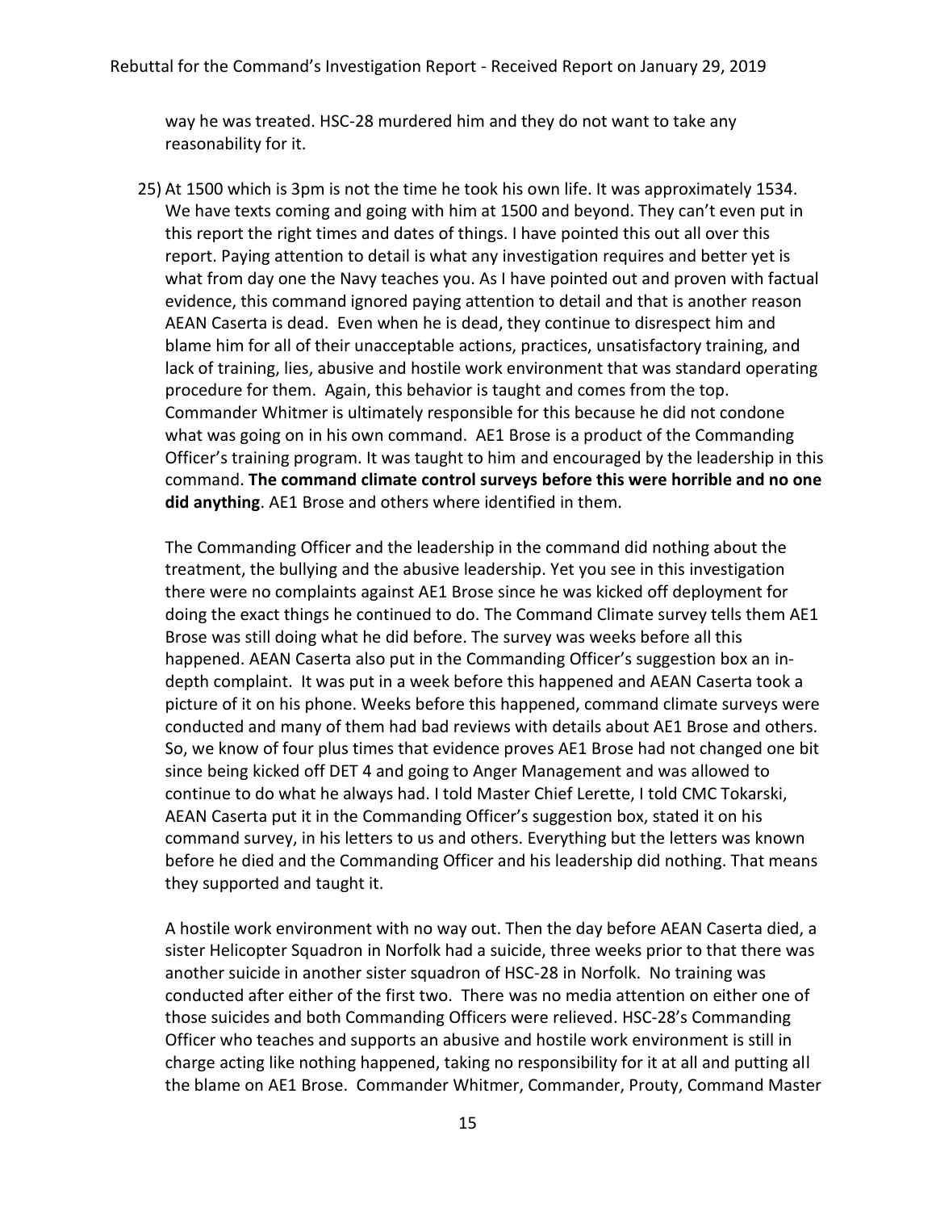way he was treated. HSC-28 murdered him and they do not want to take any reasonability for it.

25) At 1500 which is 3pm is not the time he took his own life. It was approximately 1534. We have texts coming and going with him at 1500 and beyond. They can't even put in this report the right times and dates of things. I have pointed this out all over this report. Paying attention to detail is what any investigation requires and better yet is what from day one the Navy teaches you. As I have pointed out and proven with factual evidence, this command ignored paying attention to detail and that is another reason AEAN Caserta is dead. Even when he is dead, they continue to disrespect him and blame him for all of their unacceptable actions, practices, unsatisfactory training, and lack of training, lies, abusive and hostile work environment that was standard operating procedure for them. Again, this behavior is taught and comes from the top. Commander Whitmer is ultimately responsible for this because he did not condone what was going on in his own command. AE1 Brose is a product of the Commanding Officer's training program. It was taught to him and encouraged by the leadership in this command. **The command climate control surveys before this were horrible and no one did anything**. AE1 Brose and others where identified in them.

    The Commanding Officer and the leadership in the command did nothing about the treatment, the bullying and the abusive leadership. Yet you see in this investigation there were no complaints against AE1 Brose since he was kicked off deployment for doing the exact things he continued to do. The Command Climate survey tells them AE1 Brose was still doing what he did before. The survey was weeks before all this happened. AEAN Caserta also put in the Commanding Officer's suggestion box an in-depth complaint. It was put in a week before this happened and AEAN Caserta took a picture of it on his phone. Weeks before this happened, command climate surveys were conducted and many of them had bad reviews with details about AE1 Brose and others. So, we know of four plus times that evidence proves AE1 Brose had not changed one bit since being kicked off DET 4 and going to Anger Management and was allowed to continue to do what he always had. I told Master Chief Lerette, I told CMC Tokarski, AEAN Caserta put it in the Commanding Officer's suggestion box, stated it on his command survey, in his letters to us and others. Everything but the letters was known before he died and the Commanding Officer and his leadership did nothing. That means they supported and taught it.

    A hostile work environment with no way out. Then the day before AEAN Caserta died, a sister Helicopter Squadron in Norfolk had a suicide, three weeks prior to that there was another suicide in another sister squadron of HSC-28 in Norfolk. No training was conducted after either of the first two. There was no media attention on either one of those suicides and both Commanding Officers were relieved. HSC-28's Commanding Officer who teaches and supports an abusive and hostile work environment is still in charge acting like nothing happened, taking no responsibility for it at all and putting all the blame on AE1 Brose. Commander Whitmer, Commander, Prouty, Command Master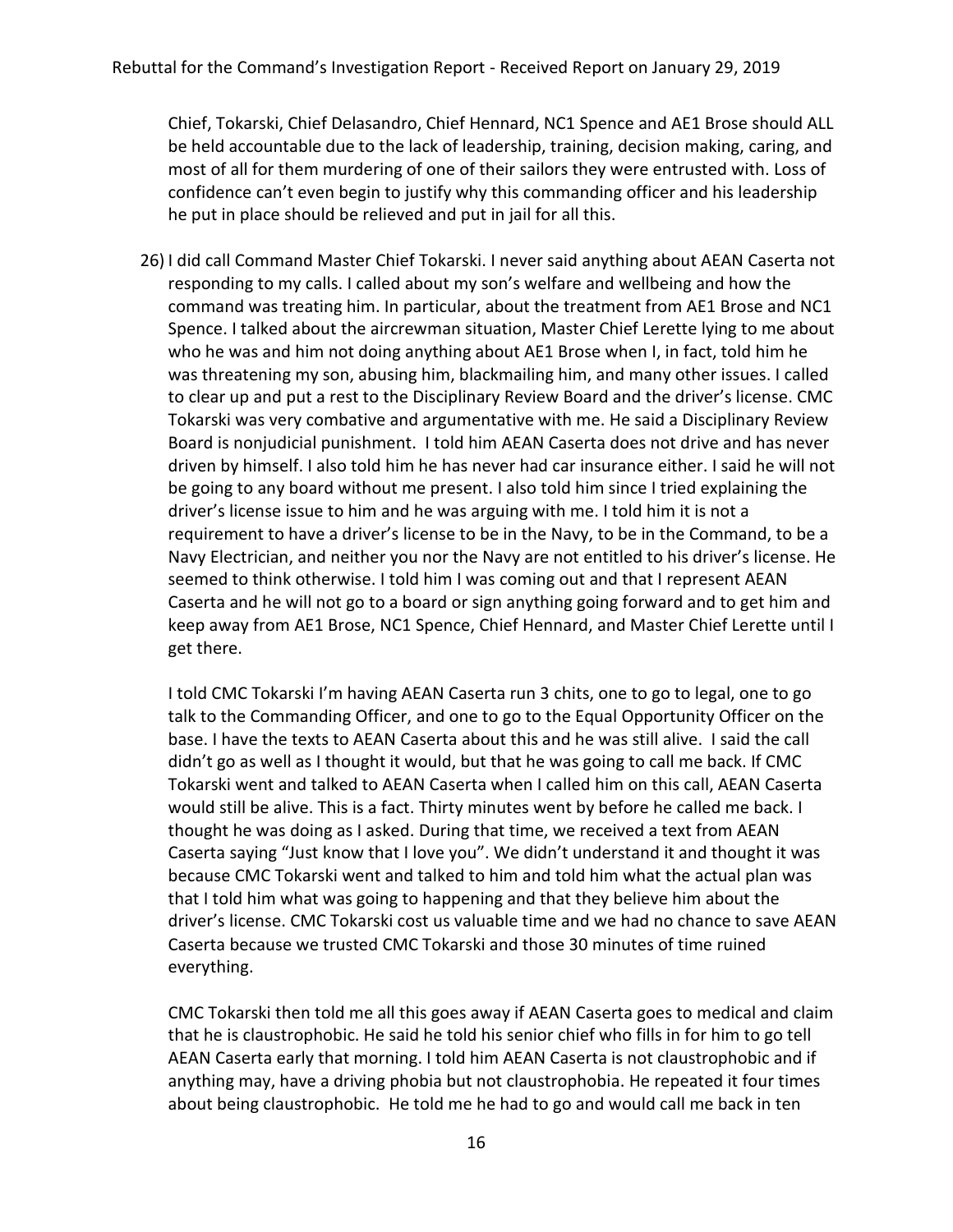Chief, Tokarski, Chief Delasandro, Chief Hennard, NC1 Spence and AE1 Brose should ALL be held accountable due to the lack of leadership, training, decision making, caring, and most of all for them murdering of one of their sailors they were entrusted with. Loss of confidence can't even begin to justify why this commanding officer and his leadership he put in place should be relieved and put in jail for all this.

26) I did call Command Master Chief Tokarski. I never said anything about AEAN Caserta not responding to my calls. I called about my son's welfare and wellbeing and how the command was treating him. In particular, about the treatment from AE1 Brose and NC1 Spence. I talked about the aircrewman situation, Master Chief Lerette lying to me about who he was and him not doing anything about AE1 Brose when I, in fact, told him he was threatening my son, abusing him, blackmailing him, and many other issues. I called to clear up and put a rest to the Disciplinary Review Board and the driver's license. CMC Tokarski was very combative and argumentative with me. He said a Disciplinary Review Board is nonjudicial punishment. I told him AEAN Caserta does not drive and has never driven by himself. I also told him he has never had car insurance either. I said he will not be going to any board without me present. I also told him since I tried explaining the driver's license issue to him and he was arguing with me. I told him it is not a requirement to have a driver's license to be in the Navy, to be in the Command, to be a Navy Electrician, and neither you nor the Navy are not entitled to his driver's license. He seemed to think otherwise. I told him I was coming out and that I represent AEAN Caserta and he will not go to a board or sign anything going forward and to get him and keep away from AE1 Brose, NC1 Spence, Chief Hennard, and Master Chief Lerette until I get there.

    I told CMC Tokarski I'm having AEAN Caserta run 3 chits, one to go to legal, one to go talk to the Commanding Officer, and one to go to the Equal Opportunity Officer on the base. I have the texts to AEAN Caserta about this and he was still alive. I said the call didn't go as well as I thought it would, but that he was going to call me back. If CMC Tokarski went and talked to AEAN Caserta when I called him on this call, AEAN Caserta would still be alive. This is a fact. Thirty minutes went by before he called me back. I thought he was doing as I asked. During that time, we received a text from AEAN Caserta saying "Just know that I love you". We didn't understand it and thought it was because CMC Tokarski went and talked to him and told him what the actual plan was that I told him what was going to happening and that they believe him about the driver's license. CMC Tokarski cost us valuable time and we had no chance to save AEAN Caserta because we trusted CMC Tokarski and those 30 minutes of time ruined everything.

    CMC Tokarski then told me all this goes away if AEAN Caserta goes to medical and claim that he is claustrophobic. He said he told his senior chief who fills in for him to go tell AEAN Caserta early that morning. I told him AEAN Caserta is not claustrophobic and if anything may, have a driving phobia but not claustrophobia. He repeated it four times about being claustrophobic. He told me he had to go and would call me back in ten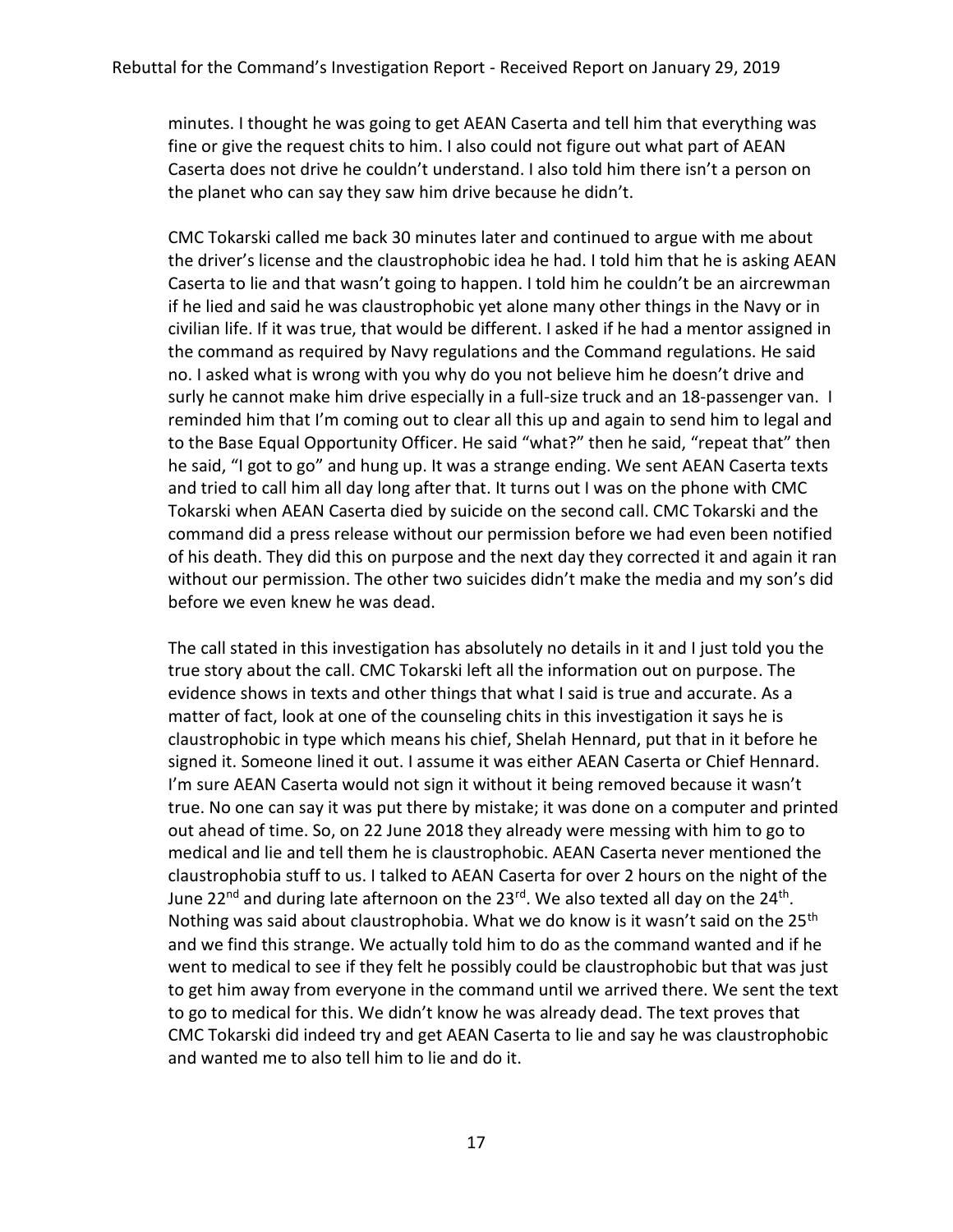minutes. I thought he was going to get AEAN Caserta and tell him that everything was fine or give the request chits to him. I also could not figure out what part of AEAN Caserta does not drive he couldn't understand. I also told him there isn't a person on the planet who can say they saw him drive because he didn't.

CMC Tokarski called me back 30 minutes later and continued to argue with me about the driver's license and the claustrophobic idea he had. I told him that he is asking AEAN Caserta to lie and that wasn't going to happen. I told him he couldn't be an aircrewman if he lied and said he was claustrophobic yet alone many other things in the Navy or in civilian life. If it was true, that would be different. I asked if he had a mentor assigned in the command as required by Navy regulations and the Command regulations. He said no. I asked what is wrong with you why do you not believe him he doesn't drive and surly he cannot make him drive especially in a full-size truck and an 18-passenger van. I reminded him that I'm coming out to clear all this up and again to send him to legal and to the Base Equal Opportunity Officer. He said "what?" then he said, "repeat that" then he said, "I got to go" and hung up. It was a strange ending. We sent AEAN Caserta texts and tried to call him all day long after that. It turns out I was on the phone with CMC Tokarski when AEAN Caserta died by suicide on the second call. CMC Tokarski and the command did a press release without our permission before we had even been notified of his death. They did this on purpose and the next day they corrected it and again it ran without our permission. The other two suicides didn't make the media and my son's did before we even knew he was dead.

The call stated in this investigation has absolutely no details in it and I just told you the true story about the call. CMC Tokarski left all the information out on purpose. The evidence shows in texts and other things that what I said is true and accurate. As a matter of fact, look at one of the counseling chits in this investigation it says he is claustrophobic in type which means his chief, Shelah Hennard, put that in it before he signed it. Someone lined it out. I assume it was either AEAN Caserta or Chief Hennard. I'm sure AEAN Caserta would not sign it without it being removed because it wasn't true. No one can say it was put there by mistake; it was done on a computer and printed out ahead of time. So, on 22 June 2018 they already were messing with him to go to medical and lie and tell them he is claustrophobic. AEAN Caserta never mentioned the claustrophobia stuff to us. I talked to AEAN Caserta for over 2 hours on the night of the June 22nd and during late afternoon on the 23rd. We also texted all day on the 24th. Nothing was said about claustrophobia. What we do know is it wasn't said on the 25th and we find this strange. We actually told him to do as the command wanted and if he went to medical to see if they felt he possibly could be claustrophobic but that was just to get him away from everyone in the command until we arrived there. We sent the text to go to medical for this. We didn't know he was already dead. The text proves that CMC Tokarski did indeed try and get AEAN Caserta to lie and say he was claustrophobic and wanted me to also tell him to lie and do it.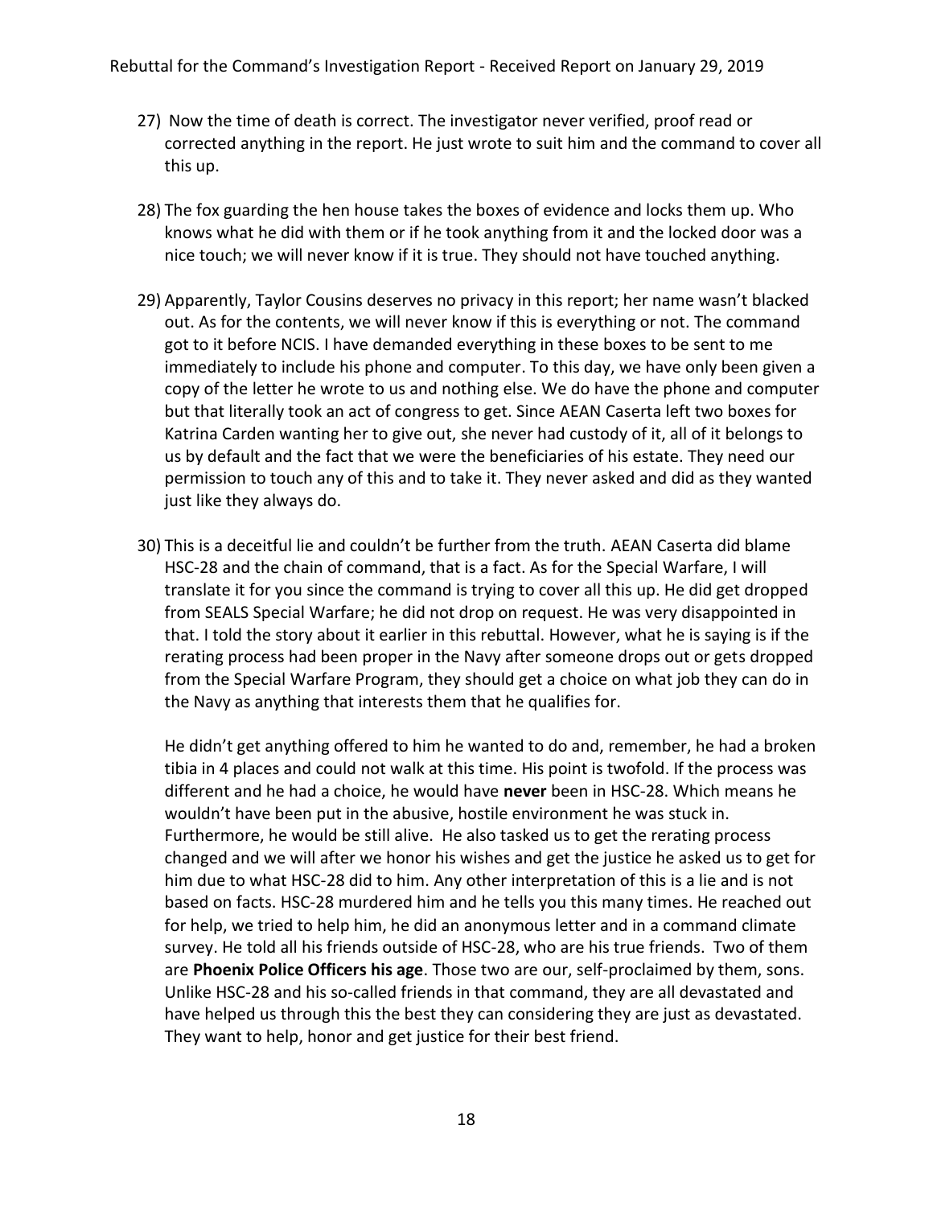27) Now the time of death is correct. The investigator never verified, proof read or corrected anything in the report. He just wrote to suit him and the command to cover all this up.

28) The fox guarding the hen house takes the boxes of evidence and locks them up. Who knows what he did with them or if he took anything from it and the locked door was a nice touch; we will never know if it is true. They should not have touched anything.

29) Apparently, Taylor Cousins deserves no privacy in this report; her name wasn't blacked out. As for the contents, we will never know if this is everything or not. The command got to it before NCIS. I have demanded everything in these boxes to be sent to me immediately to include his phone and computer. To this day, we have only been given a copy of the letter he wrote to us and nothing else. We do have the phone and computer but that literally took an act of congress to get. Since AEAN Caserta left two boxes for Katrina Carden wanting her to give out, she never had custody of it, all of it belongs to us by default and the fact that we were the beneficiaries of his estate. They need our permission to touch any of this and to take it. They never asked and did as they wanted just like they always do.

30) This is a deceitful lie and couldn't be further from the truth. AEAN Caserta did blame HSC-28 and the chain of command, that is a fact. As for the Special Warfare, I will translate it for you since the command is trying to cover all this up. He did get dropped from SEALS Special Warfare; he did not drop on request. He was very disappointed in that. I told the story about it earlier in this rebuttal. However, what he is saying is if the rerating process had been proper in the Navy after someone drops out or gets dropped from the Special Warfare Program, they should get a choice on what job they can do in the Navy as anything that interests them that he qualifies for.

    He didn't get anything offered to him he wanted to do and, remember, he had a broken tibia in 4 places and could not walk at this time. His point is twofold. If the process was different and he had a choice, he would have **never** been in HSC-28. Which means he wouldn't have been put in the abusive, hostile environment he was stuck in. Furthermore, he would be still alive. He also tasked us to get the rerating process changed and we will after we honor his wishes and get the justice he asked us to get for him due to what HSC-28 did to him. Any other interpretation of this is a lie and is not based on facts. HSC-28 murdered him and he tells you this many times. He reached out for help, we tried to help him, he did an anonymous letter and in a command climate survey. He told all his friends outside of HSC-28, who are his true friends. Two of them are **Phoenix Police Officers his age**. Those two are our, self-proclaimed by them, sons. Unlike HSC-28 and his so-called friends in that command, they are all devastated and have helped us through this the best they can considering they are just as devastated. They want to help, honor and get justice for their best friend.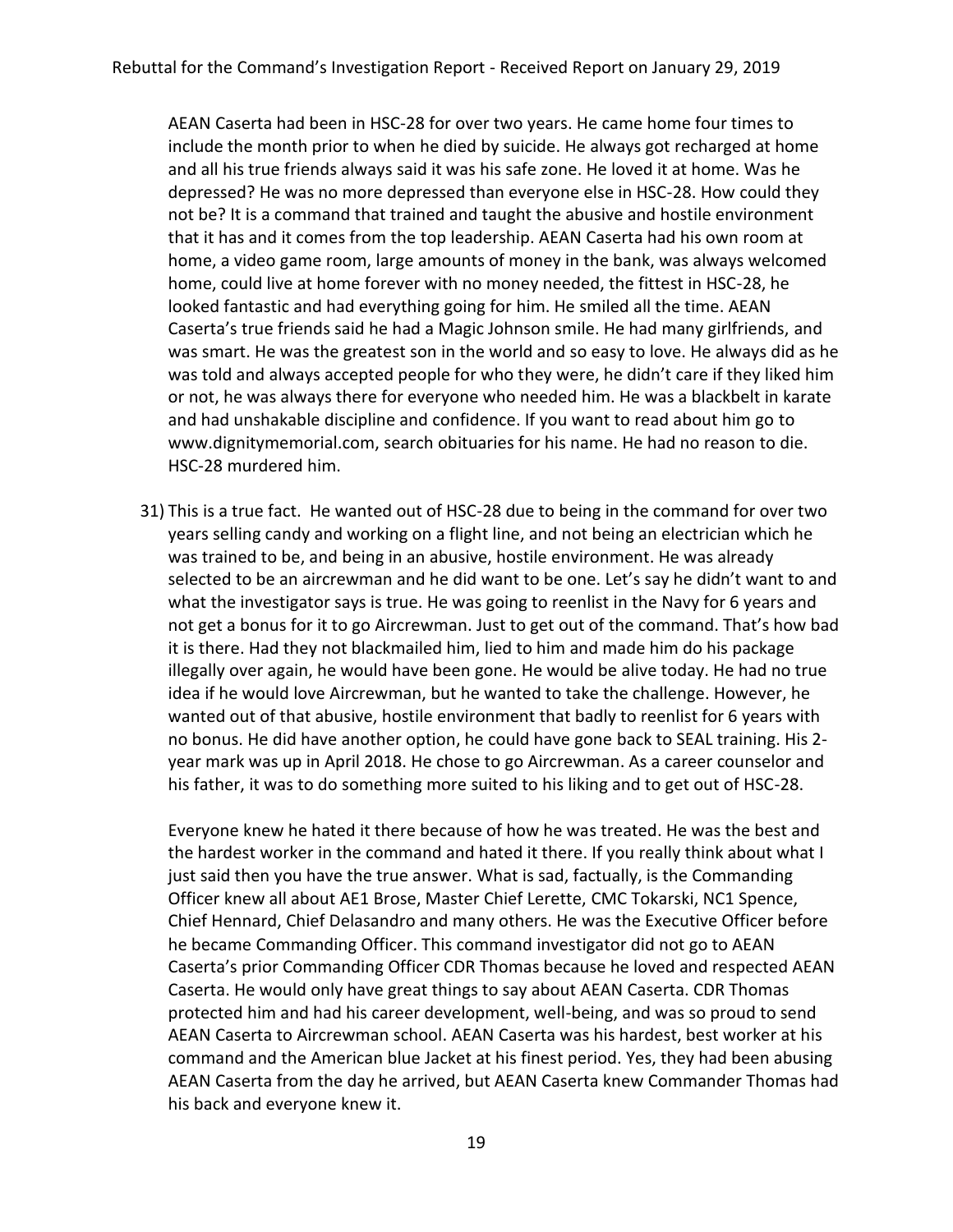AEAN Caserta had been in HSC-28 for over two years. He came home four times to include the month prior to when he died by suicide. He always got recharged at home and all his true friends always said it was his safe zone. He loved it at home. Was he depressed? He was no more depressed than everyone else in HSC-28. How could they not be? It is a command that trained and taught the abusive and hostile environment that it has and it comes from the top leadership. AEAN Caserta had his own room at home, a video game room, large amounts of money in the bank, was always welcomed home, could live at home forever with no money needed, the fittest in HSC-28, he looked fantastic and had everything going for him. He smiled all the time. AEAN Caserta's true friends said he had a Magic Johnson smile. He had many girlfriends, and was smart. He was the greatest son in the world and so easy to love. He always did as he was told and always accepted people for who they were, he didn't care if they liked him or not, he was always there for everyone who needed him. He was a blackbelt in karate and had unshakable discipline and confidence. If you want to read about him go to www.dignitymemorial.com, search obituaries for his name. He had no reason to die. HSC-28 murdered him.

31) This is a true fact. He wanted out of HSC-28 due to being in the command for over two years selling candy and working on a flight line, and not being an electrician which he was trained to be, and being in an abusive, hostile environment. He was already selected to be an aircrewman and he did want to be one. Let's say he didn't want to and what the investigator says is true. He was going to reenlist in the Navy for 6 years and not get a bonus for it to go Aircrewman. Just to get out of the command. That's how bad it is there. Had they not blackmailed him, lied to him and made him do his package illegally over again, he would have been gone. He would be alive today. He had no true idea if he would love Aircrewman, but he wanted to take the challenge. However, he wanted out of that abusive, hostile environment that badly to reenlist for 6 years with no bonus. He did have another option, he could have gone back to SEAL training. His 2-year mark was up in April 2018. He chose to go Aircrewman. As a career counselor and his father, it was to do something more suited to his liking and to get out of HSC-28.

    Everyone knew he hated it there because of how he was treated. He was the best and the hardest worker in the command and hated it there. If you really think about what I just said then you have the true answer. What is sad, factually, is the Commanding Officer knew all about AE1 Brose, Master Chief Lerette, CMC Tokarski, NC1 Spence, Chief Hennard, Chief Delasandro and many others. He was the Executive Officer before he became Commanding Officer. This command investigator did not go to AEAN Caserta's prior Commanding Officer CDR Thomas because he loved and respected AEAN Caserta. He would only have great things to say about AEAN Caserta. CDR Thomas protected him and had his career development, well-being, and was so proud to send AEAN Caserta to Aircrewman school. AEAN Caserta was his hardest, best worker at his command and the American blue Jacket at his finest period. Yes, they had been abusing AEAN Caserta from the day he arrived, but AEAN Caserta knew Commander Thomas had his back and everyone knew it.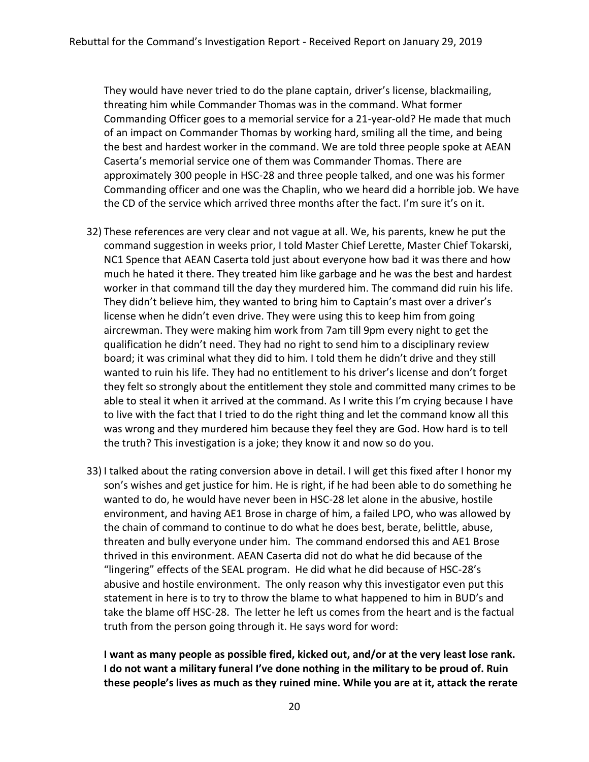They would have never tried to do the plane captain, driver's license, blackmailing, threating him while Commander Thomas was in the command. What former Commanding Officer goes to a memorial service for a 21-year-old? He made that much of an impact on Commander Thomas by working hard, smiling all the time, and being the best and hardest worker in the command. We are told three people spoke at AEAN Caserta's memorial service one of them was Commander Thomas. There are approximately 300 people in HSC-28 and three people talked, and one was his former Commanding officer and one was the Chaplin, who we heard did a horrible job. We have the CD of the service which arrived three months after the fact. I'm sure it's on it.

32) These references are very clear and not vague at all. We, his parents, knew he put the command suggestion in weeks prior, I told Master Chief Lerette, Master Chief Tokarski, NC1 Spence that AEAN Caserta told just about everyone how bad it was there and how much he hated it there. They treated him like garbage and he was the best and hardest worker in that command till the day they murdered him. The command did ruin his life. They didn't believe him, they wanted to bring him to Captain's mast over a driver's license when he didn't even drive. They were using this to keep him from going aircrewman. They were making him work from 7am till 9pm every night to get the qualification he didn't need. They had no right to send him to a disciplinary review board; it was criminal what they did to him. I told them he didn't drive and they still wanted to ruin his life. They had no entitlement to his driver's license and don't forget they felt so strongly about the entitlement they stole and committed many crimes to be able to steal it when it arrived at the command. As I write this I'm crying because I have to live with the fact that I tried to do the right thing and let the command know all this was wrong and they murdered him because they feel they are God. How hard is to tell the truth? This investigation is a joke; they know it and now so do you.

33) I talked about the rating conversion above in detail. I will get this fixed after I honor my son's wishes and get justice for him. He is right, if he had been able to do something he wanted to do, he would have never been in HSC-28 let alone in the abusive, hostile environment, and having AE1 Brose in charge of him, a failed LPO, who was allowed by the chain of command to continue to do what he does best, berate, belittle, abuse, threaten and bully everyone under him. The command endorsed this and AE1 Brose thrived in this environment. AEAN Caserta did not do what he did because of the "lingering" effects of the SEAL program. He did what he did because of HSC-28's abusive and hostile environment. The only reason why this investigator even put this statement in here is to try to throw the blame to what happened to him in BUD's and take the blame off HSC-28. The letter he left us comes from the heart and is the factual truth from the person going through it. He says word for word:

    **I want as many people as possible fired, kicked out, and/or at the very least lose rank. I do not want a military funeral I've done nothing in the military to be proud of. Ruin these people's lives as much as they ruined mine. While you are at it, attack the rerate**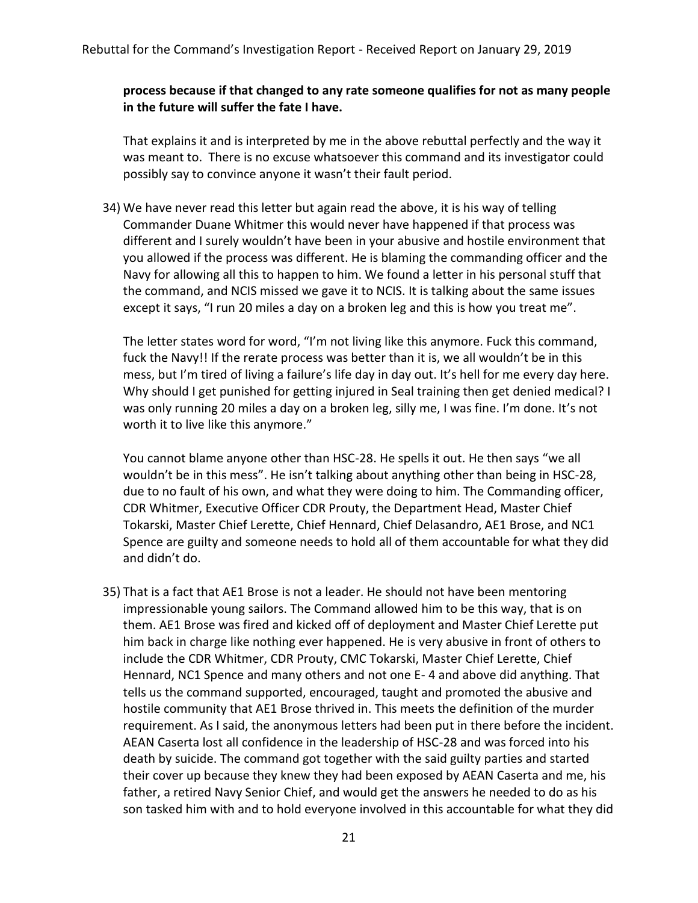**process because if that changed to any rate someone qualifies for not as many people in the future will suffer the fate I have.**

That explains it and is interpreted by me in the above rebuttal perfectly and the way it was meant to. There is no excuse whatsoever this command and its investigator could possibly say to convince anyone it wasn't their fault period.

34) We have never read this letter but again read the above, it is his way of telling Commander Duane Whitmer this would never have happened if that process was different and I surely wouldn't have been in your abusive and hostile environment that you allowed if the process was different. He is blaming the commanding officer and the Navy for allowing all this to happen to him. We found a letter in his personal stuff that the command, and NCIS missed we gave it to NCIS. It is talking about the same issues except it says, "I run 20 miles a day on a broken leg and this is how you treat me".

    The letter states word for word, "I'm not living like this anymore. Fuck this command, fuck the Navy!! If the rerate process was better than it is, we all wouldn't be in this mess, but I'm tired of living a failure's life day in day out. It's hell for me every day here. Why should I get punished for getting injured in Seal training then get denied medical? I was only running 20 miles a day on a broken leg, silly me, I was fine. I'm done. It's not worth it to live like this anymore."

    You cannot blame anyone other than HSC-28. He spells it out. He then says "we all wouldn't be in this mess". He isn't talking about anything other than being in HSC-28, due to no fault of his own, and what they were doing to him. The Commanding officer, CDR Whitmer, Executive Officer CDR Prouty, the Department Head, Master Chief Tokarski, Master Chief Lerette, Chief Hennard, Chief Delasandro, AE1 Brose, and NC1 Spence are guilty and someone needs to hold all of them accountable for what they did and didn't do.

35) That is a fact that AE1 Brose is not a leader. He should not have been mentoring impressionable young sailors. The Command allowed him to be this way, that is on them. AE1 Brose was fired and kicked off of deployment and Master Chief Lerette put him back in charge like nothing ever happened. He is very abusive in front of others to include the CDR Whitmer, CDR Prouty, CMC Tokarski, Master Chief Lerette, Chief Hennard, NC1 Spence and many others and not one E- 4 and above did anything. That tells us the command supported, encouraged, taught and promoted the abusive and hostile community that AE1 Brose thrived in. This meets the definition of the murder requirement. As I said, the anonymous letters had been put in there before the incident. AEAN Caserta lost all confidence in the leadership of HSC-28 and was forced into his death by suicide. The command got together with the said guilty parties and started their cover up because they knew they had been exposed by AEAN Caserta and me, his father, a retired Navy Senior Chief, and would get the answers he needed to do as his son tasked him with and to hold everyone involved in this accountable for what they did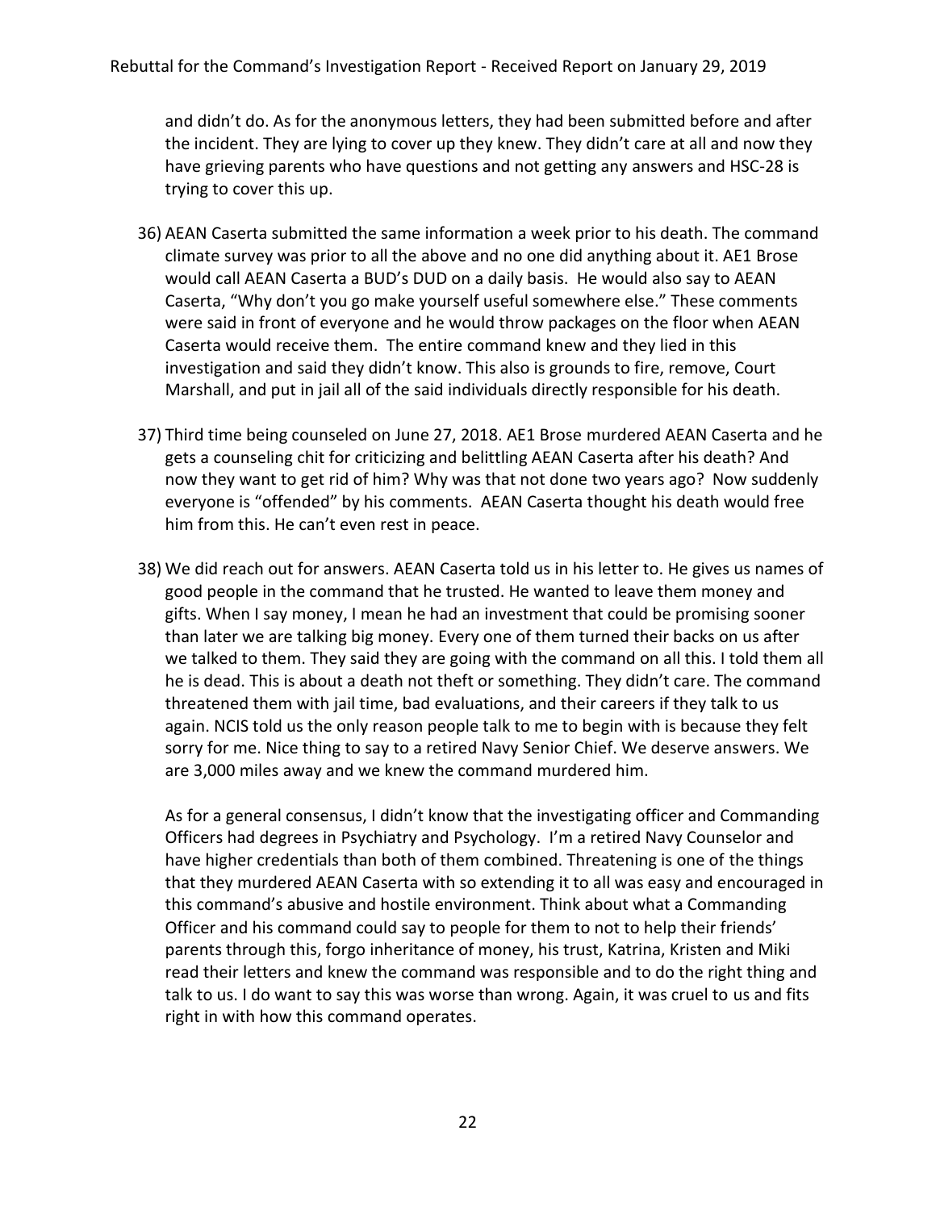and didn't do. As for the anonymous letters, they had been submitted before and after the incident. They are lying to cover up they knew. They didn't care at all and now they have grieving parents who have questions and not getting any answers and HSC-28 is trying to cover this up.

36) AEAN Caserta submitted the same information a week prior to his death. The command climate survey was prior to all the above and no one did anything about it. AE1 Brose would call AEAN Caserta a BUD's DUD on a daily basis. He would also say to AEAN Caserta, "Why don't you go make yourself useful somewhere else." These comments were said in front of everyone and he would throw packages on the floor when AEAN Caserta would receive them. The entire command knew and they lied in this investigation and said they didn't know. This also is grounds to fire, remove, Court Marshall, and put in jail all of the said individuals directly responsible for his death.

37) Third time being counseled on June 27, 2018. AE1 Brose murdered AEAN Caserta and he gets a counseling chit for criticizing and belittling AEAN Caserta after his death? And now they want to get rid of him? Why was that not done two years ago? Now suddenly everyone is "offended" by his comments. AEAN Caserta thought his death would free him from this. He can't even rest in peace.

38) We did reach out for answers. AEAN Caserta told us in his letter to. He gives us names of good people in the command that he trusted. He wanted to leave them money and gifts. When I say money, I mean he had an investment that could be promising sooner than later we are talking big money. Every one of them turned their backs on us after we talked to them. They said they are going with the command on all this. I told them all he is dead. This is about a death not theft or something. They didn't care. The command threatened them with jail time, bad evaluations, and their careers if they talk to us again. NCIS told us the only reason people talk to me to begin with is because they felt sorry for me. Nice thing to say to a retired Navy Senior Chief. We deserve answers. We are 3,000 miles away and we knew the command murdered him.

    As for a general consensus, I didn't know that the investigating officer and Commanding Officers had degrees in Psychiatry and Psychology. I'm a retired Navy Counselor and have higher credentials than both of them combined. Threatening is one of the things that they murdered AEAN Caserta with so extending it to all was easy and encouraged in this command's abusive and hostile environment. Think about what a Commanding Officer and his command could say to people for them to not to help their friends' parents through this, forgo inheritance of money, his trust, Katrina, Kristen and Miki read their letters and knew the command was responsible and to do the right thing and talk to us. I do want to say this was worse than wrong. Again, it was cruel to us and fits right in with how this command operates.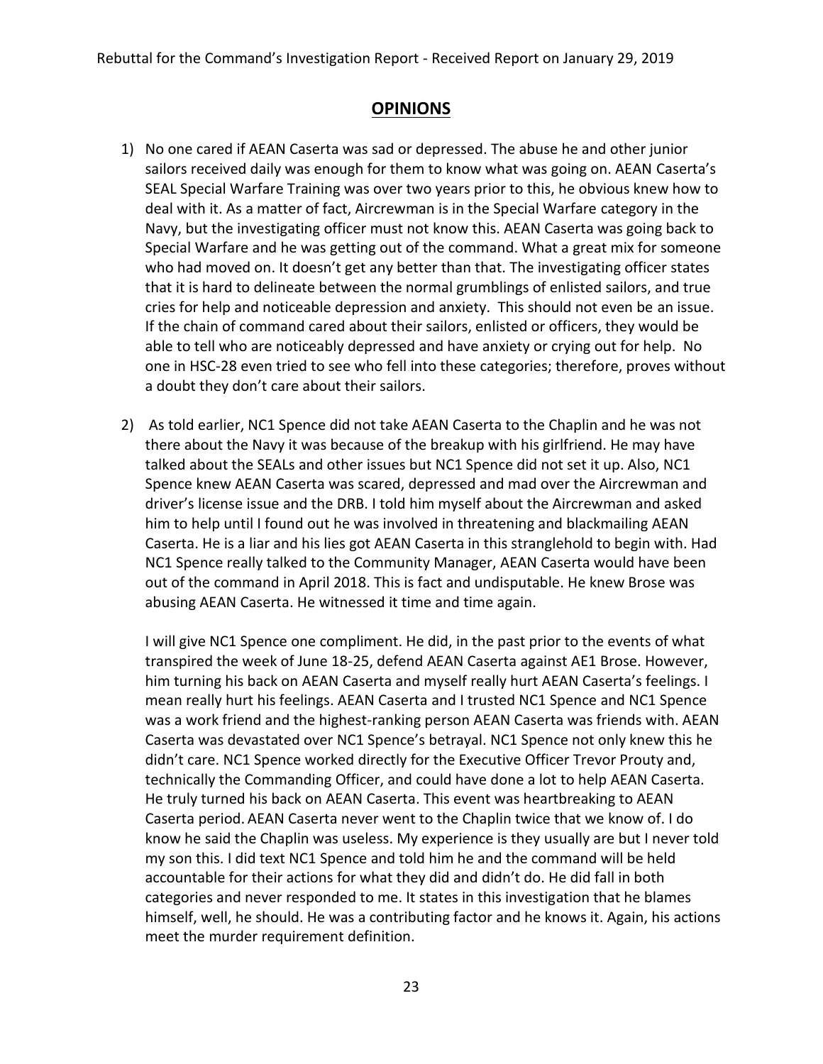## OPINIONS

1) No one cared if AEAN Caserta was sad or depressed. The abuse he and other junior sailors received daily was enough for them to know what was going on. AEAN Caserta's SEAL Special Warfare Training was over two years prior to this, he obvious knew how to deal with it. As a matter of fact, Aircrewman is in the Special Warfare category in the Navy, but the investigating officer must not know this. AEAN Caserta was going back to Special Warfare and he was getting out of the command. What a great mix for someone who had moved on. It doesn't get any better than that. The investigating officer states that it is hard to delineate between the normal grumblings of enlisted sailors, and true cries for help and noticeable depression and anxiety. This should not even be an issue. If the chain of command cared about their sailors, enlisted or officers, they would be able to tell who are noticeably depressed and have anxiety or crying out for help. No one in HSC-28 even tried to see who fell into these categories; therefore, proves without a doubt they don't care about their sailors.

2) As told earlier, NC1 Spence did not take AEAN Caserta to the Chaplin and he was not there about the Navy it was because of the breakup with his girlfriend. He may have talked about the SEALs and other issues but NC1 Spence did not set it up. Also, NC1 Spence knew AEAN Caserta was scared, depressed and mad over the Aircrewman and driver's license issue and the DRB. I told him myself about the Aircrewman and asked him to help until I found out he was involved in threatening and blackmailing AEAN Caserta. He is a liar and his lies got AEAN Caserta in this stranglehold to begin with. Had NC1 Spence really talked to the Community Manager, AEAN Caserta would have been out of the command in April 2018. This is fact and undisputable. He knew Brose was abusing AEAN Caserta. He witnessed it time and time again.

   I will give NC1 Spence one compliment. He did, in the past prior to the events of what transpired the week of June 18-25, defend AEAN Caserta against AE1 Brose. However, him turning his back on AEAN Caserta and myself really hurt AEAN Caserta's feelings. I mean really hurt his feelings. AEAN Caserta and I trusted NC1 Spence and NC1 Spence was a work friend and the highest-ranking person AEAN Caserta was friends with. AEAN Caserta was devastated over NC1 Spence's betrayal. NC1 Spence not only knew this he didn't care. NC1 Spence worked directly for the Executive Officer Trevor Prouty and, technically the Commanding Officer, and could have done a lot to help AEAN Caserta. He truly turned his back on AEAN Caserta. This event was heartbreaking to AEAN Caserta period. AEAN Caserta never went to the Chaplin twice that we know of. I do know he said the Chaplin was useless. My experience is they usually are but I never told my son this. I did text NC1 Spence and told him he and the command will be held accountable for their actions for what they did and didn't do. He did fall in both categories and never responded to me. It states in this investigation that he blames himself, well, he should. He was a contributing factor and he knows it. Again, his actions meet the murder requirement definition.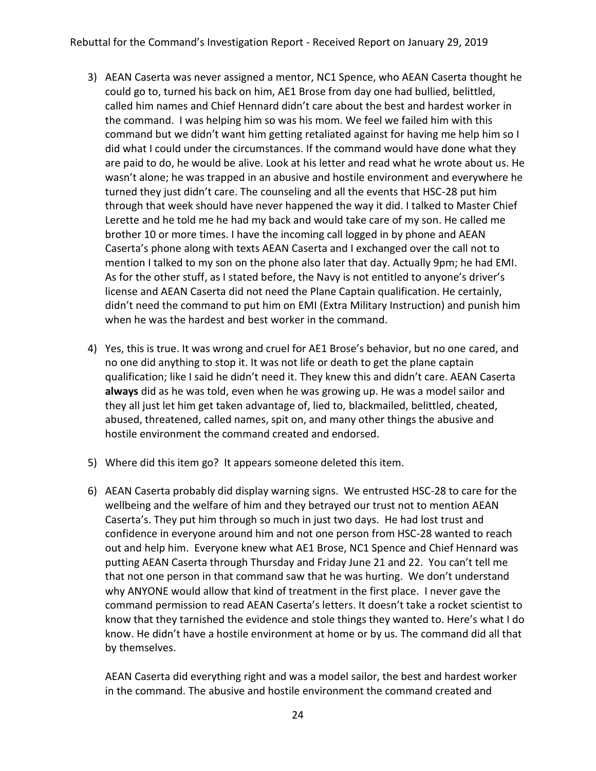3) AEAN Caserta was never assigned a mentor, NC1 Spence, who AEAN Caserta thought he could go to, turned his back on him, AE1 Brose from day one had bullied, belittled, called him names and Chief Hennard didn't care about the best and hardest worker in the command. I was helping him so was his mom. We feel we failed him with this command but we didn't want him getting retaliated against for having me help him so I did what I could under the circumstances. If the command would have done what they are paid to do, he would be alive. Look at his letter and read what he wrote about us. He wasn't alone; he was trapped in an abusive and hostile environment and everywhere he turned they just didn't care. The counseling and all the events that HSC-28 put him through that week should have never happened the way it did. I talked to Master Chief Lerette and he told me he had my back and would take care of my son. He called me brother 10 or more times. I have the incoming call logged in by phone and AEAN Caserta's phone along with texts AEAN Caserta and I exchanged over the call not to mention I talked to my son on the phone also later that day. Actually 9pm; he had EMI. As for the other stuff, as I stated before, the Navy is not entitled to anyone's driver's license and AEAN Caserta did not need the Plane Captain qualification. He certainly, didn't need the command to put him on EMI (Extra Military Instruction) and punish him when he was the hardest and best worker in the command.

4) Yes, this is true. It was wrong and cruel for AE1 Brose's behavior, but no one cared, and no one did anything to stop it. It was not life or death to get the plane captain qualification; like I said he didn't need it. They knew this and didn't care. AEAN Caserta **always** did as he was told, even when he was growing up. He was a model sailor and they all just let him get taken advantage of, lied to, blackmailed, belittled, cheated, abused, threatened, called names, spit on, and many other things the abusive and hostile environment the command created and endorsed.

5) Where did this item go? It appears someone deleted this item.

6) AEAN Caserta probably did display warning signs. We entrusted HSC-28 to care for the wellbeing and the welfare of him and they betrayed our trust not to mention AEAN Caserta's. They put him through so much in just two days. He had lost trust and confidence in everyone around him and not one person from HSC-28 wanted to reach out and help him. Everyone knew what AE1 Brose, NC1 Spence and Chief Hennard was putting AEAN Caserta through Thursday and Friday June 21 and 22. You can't tell me that not one person in that command saw that he was hurting. We don't understand why ANYONE would allow that kind of treatment in the first place. I never gave the command permission to read AEAN Caserta's letters. It doesn't take a rocket scientist to know that they tarnished the evidence and stole things they wanted to. Here's what I do know. He didn't have a hostile environment at home or by us. The command did all that by themselves.

   AEAN Caserta did everything right and was a model sailor, the best and hardest worker in the command. The abusive and hostile environment the command created and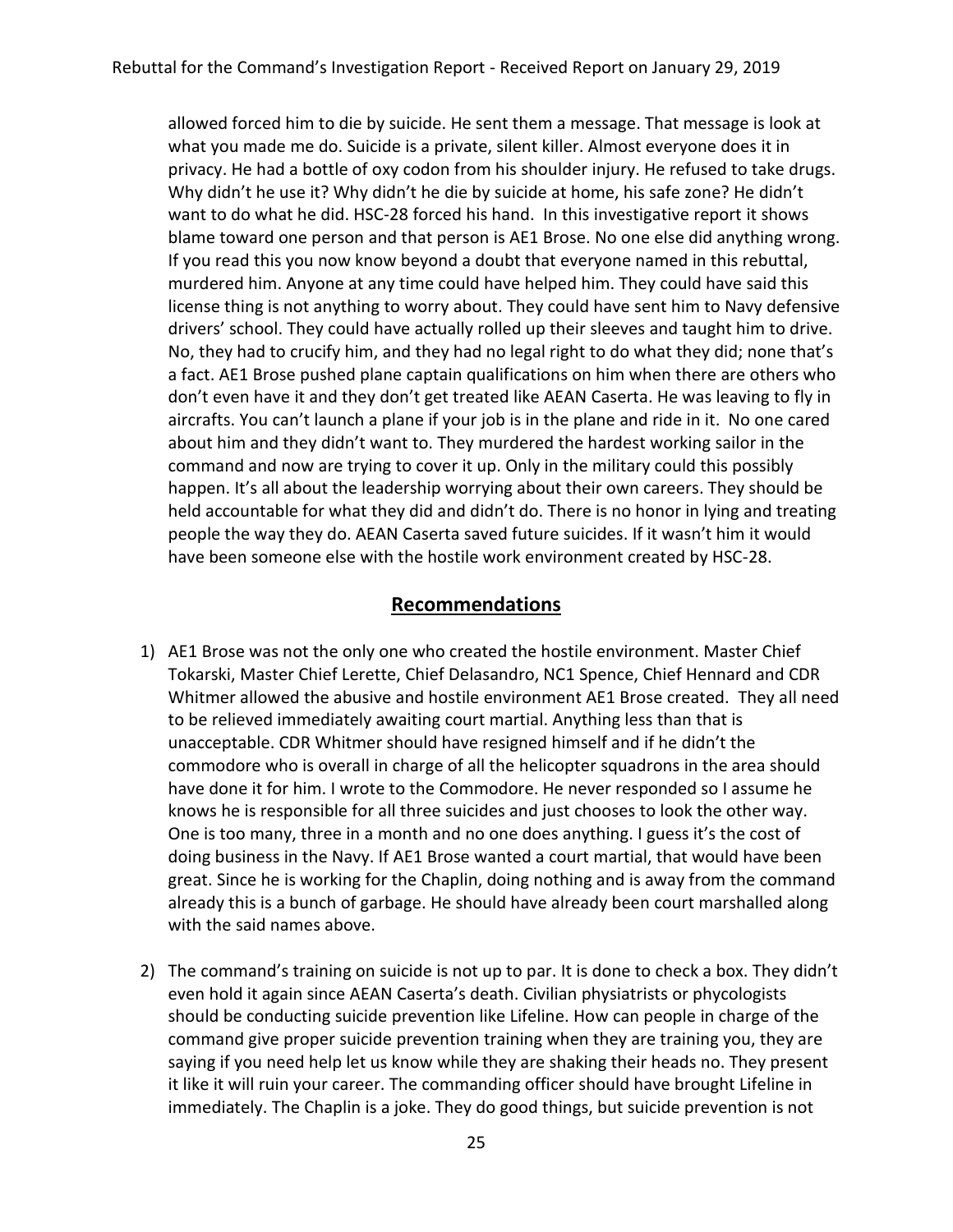allowed forced him to die by suicide. He sent them a message. That message is look at what you made me do. Suicide is a private, silent killer. Almost everyone does it in privacy. He had a bottle of oxy codon from his shoulder injury. He refused to take drugs. Why didn't he use it? Why didn't he die by suicide at home, his safe zone? He didn't want to do what he did. HSC-28 forced his hand. In this investigative report it shows blame toward one person and that person is AE1 Brose. No one else did anything wrong. If you read this you now know beyond a doubt that everyone named in this rebuttal, murdered him. Anyone at any time could have helped him. They could have said this license thing is not anything to worry about. They could have sent him to Navy defensive drivers' school. They could have actually rolled up their sleeves and taught him to drive. No, they had to crucify him, and they had no legal right to do what they did; none that's a fact. AE1 Brose pushed plane captain qualifications on him when there are others who don't even have it and they don't get treated like AEAN Caserta. He was leaving to fly in aircrafts. You can't launch a plane if your job is in the plane and ride in it. No one cared about him and they didn't want to. They murdered the hardest working sailor in the command and now are trying to cover it up. Only in the military could this possibly happen. It's all about the leadership worrying about their own careers. They should be held accountable for what they did and didn't do. There is no honor in lying and treating people the way they do. AEAN Caserta saved future suicides. If it wasn't him it would have been someone else with the hostile work environment created by HSC-28.

## Recommendations

1) AE1 Brose was not the only one who created the hostile environment. Master Chief Tokarski, Master Chief Lerette, Chief Delasandro, NC1 Spence, Chief Hennard and CDR Whitmer allowed the abusive and hostile environment AE1 Brose created. They all need to be relieved immediately awaiting court martial. Anything less than that is unacceptable. CDR Whitmer should have resigned himself and if he didn't the commodore who is overall in charge of all the helicopter squadrons in the area should have done it for him. I wrote to the Commodore. He never responded so I assume he knows he is responsible for all three suicides and just chooses to look the other way. One is too many, three in a month and no one does anything. I guess it's the cost of doing business in the Navy. If AE1 Brose wanted a court martial, that would have been great. Since he is working for the Chaplin, doing nothing and is away from the command already this is a bunch of garbage. He should have already been court marshalled along with the said names above.

2) The command's training on suicide is not up to par. It is done to check a box. They didn't even hold it again since AEAN Caserta's death. Civilian physiatrists or phycologists should be conducting suicide prevention like Lifeline. How can people in charge of the command give proper suicide prevention training when they are training you, they are saying if you need help let us know while they are shaking their heads no. They present it like it will ruin your career. The commanding officer should have brought Lifeline in immediately. The Chaplin is a joke. They do good things, but suicide prevention is not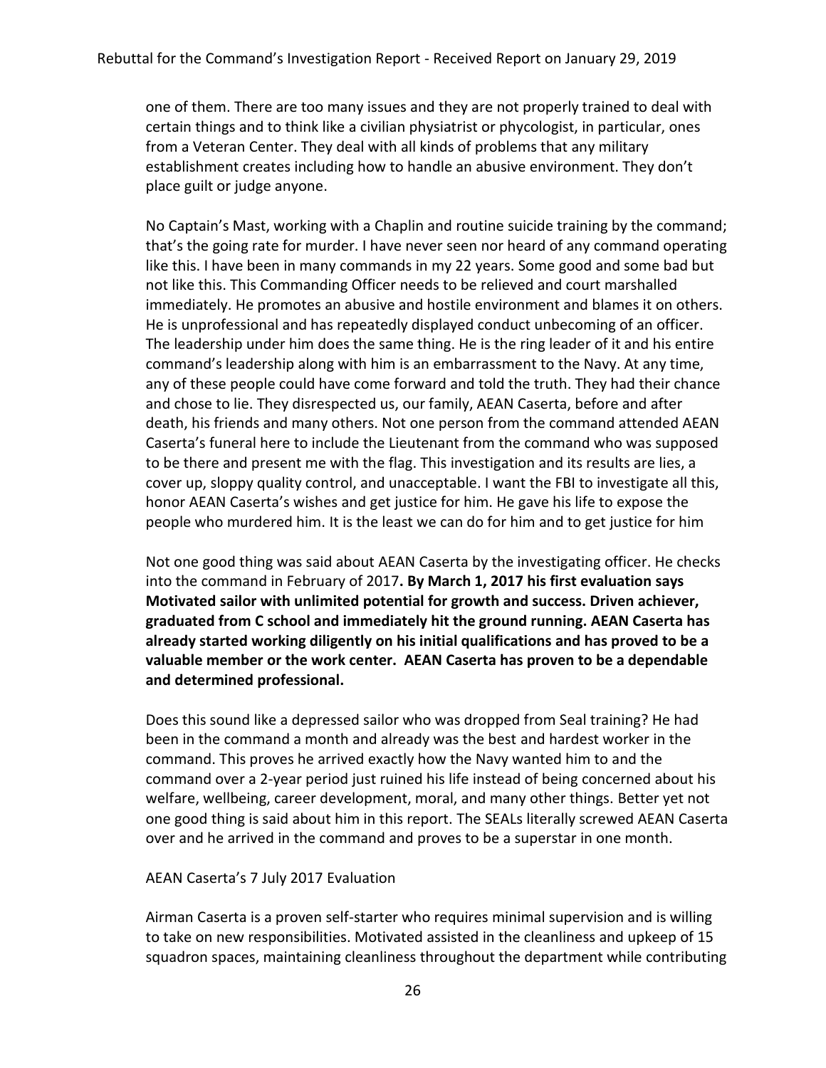one of them. There are too many issues and they are not properly trained to deal with certain things and to think like a civilian physiatrist or phycologist, in particular, ones from a Veteran Center. They deal with all kinds of problems that any military establishment creates including how to handle an abusive environment. They don't place guilt or judge anyone.

No Captain's Mast, working with a Chaplin and routine suicide training by the command; that's the going rate for murder. I have never seen nor heard of any command operating like this. I have been in many commands in my 22 years. Some good and some bad but not like this. This Commanding Officer needs to be relieved and court marshalled immediately. He promotes an abusive and hostile environment and blames it on others. He is unprofessional and has repeatedly displayed conduct unbecoming of an officer. The leadership under him does the same thing. He is the ring leader of it and his entire command's leadership along with him is an embarrassment to the Navy. At any time, any of these people could have come forward and told the truth. They had their chance and chose to lie. They disrespected us, our family, AEAN Caserta, before and after death, his friends and many others. Not one person from the command attended AEAN Caserta's funeral here to include the Lieutenant from the command who was supposed to be there and present me with the flag. This investigation and its results are lies, a cover up, sloppy quality control, and unacceptable. I want the FBI to investigate all this, honor AEAN Caserta's wishes and get justice for him. He gave his life to expose the people who murdered him. It is the least we can do for him and to get justice for him

Not one good thing was said about AEAN Caserta by the investigating officer. He checks into the command in February of 2017**. By March 1, 2017 his first evaluation says Motivated sailor with unlimited potential for growth and success. Driven achiever, graduated from C school and immediately hit the ground running. AEAN Caserta has already started working diligently on his initial qualifications and has proved to be a valuable member or the work center. AEAN Caserta has proven to be a dependable and determined professional.**

Does this sound like a depressed sailor who was dropped from Seal training? He had been in the command a month and already was the best and hardest worker in the command. This proves he arrived exactly how the Navy wanted him to and the command over a 2-year period just ruined his life instead of being concerned about his welfare, wellbeing, career development, moral, and many other things. Better yet not one good thing is said about him in this report. The SEALs literally screwed AEAN Caserta over and he arrived in the command and proves to be a superstar in one month.

AEAN Caserta's 7 July 2017 Evaluation

Airman Caserta is a proven self-starter who requires minimal supervision and is willing to take on new responsibilities. Motivated assisted in the cleanliness and upkeep of 15 squadron spaces, maintaining cleanliness throughout the department while contributing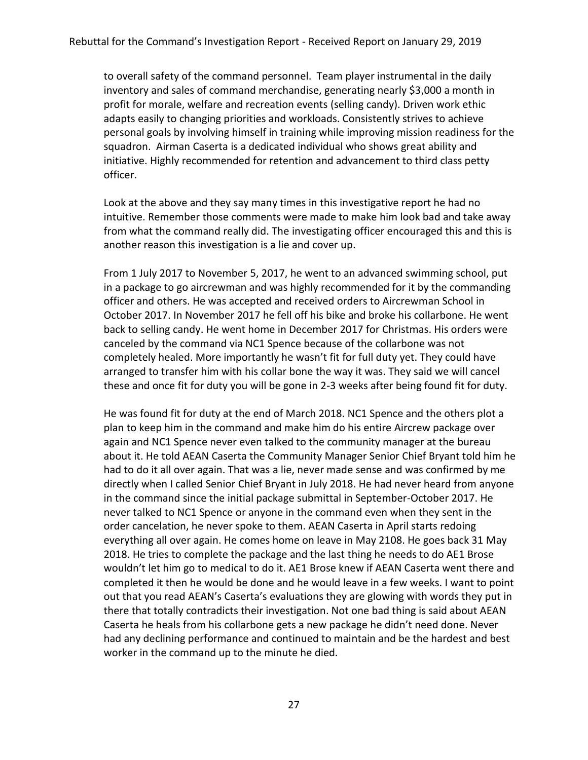to overall safety of the command personnel. Team player instrumental in the daily inventory and sales of command merchandise, generating nearly $3,000 a month in profit for morale, welfare and recreation events (selling candy). Driven work ethic adapts easily to changing priorities and workloads. Consistently strives to achieve personal goals by involving himself in training while improving mission readiness for the squadron. Airman Caserta is a dedicated individual who shows great ability and initiative. Highly recommended for retention and advancement to third class petty officer.

Look at the above and they say many times in this investigative report he had no intuitive. Remember those comments were made to make him look bad and take away from what the command really did. The investigating officer encouraged this and this is another reason this investigation is a lie and cover up.

From 1 July 2017 to November 5, 2017, he went to an advanced swimming school, put in a package to go aircrewman and was highly recommended for it by the commanding officer and others. He was accepted and received orders to Aircrewman School in October 2017. In November 2017 he fell off his bike and broke his collarbone. He went back to selling candy. He went home in December 2017 for Christmas. His orders were canceled by the command via NC1 Spence because of the collarbone was not completely healed. More importantly he wasn't fit for full duty yet. They could have arranged to transfer him with his collar bone the way it was. They said we will cancel these and once fit for duty you will be gone in 2-3 weeks after being found fit for duty.

He was found fit for duty at the end of March 2018. NC1 Spence and the others plot a plan to keep him in the command and make him do his entire Aircrew package over again and NC1 Spence never even talked to the community manager at the bureau about it. He told AEAN Caserta the Community Manager Senior Chief Bryant told him he had to do it all over again. That was a lie, never made sense and was confirmed by me directly when I called Senior Chief Bryant in July 2018. He had never heard from anyone in the command since the initial package submittal in September-October 2017. He never talked to NC1 Spence or anyone in the command even when they sent in the order cancelation, he never spoke to them. AEAN Caserta in April starts redoing everything all over again. He comes home on leave in May 2108. He goes back 31 May 2018. He tries to complete the package and the last thing he needs to do AE1 Brose wouldn't let him go to medical to do it. AE1 Brose knew if AEAN Caserta went there and completed it then he would be done and he would leave in a few weeks. I want to point out that you read AEAN's Caserta's evaluations they are glowing with words they put in there that totally contradicts their investigation. Not one bad thing is said about AEAN Caserta he heals from his collarbone gets a new package he didn't need done. Never had any declining performance and continued to maintain and be the hardest and best worker in the command up to the minute he died.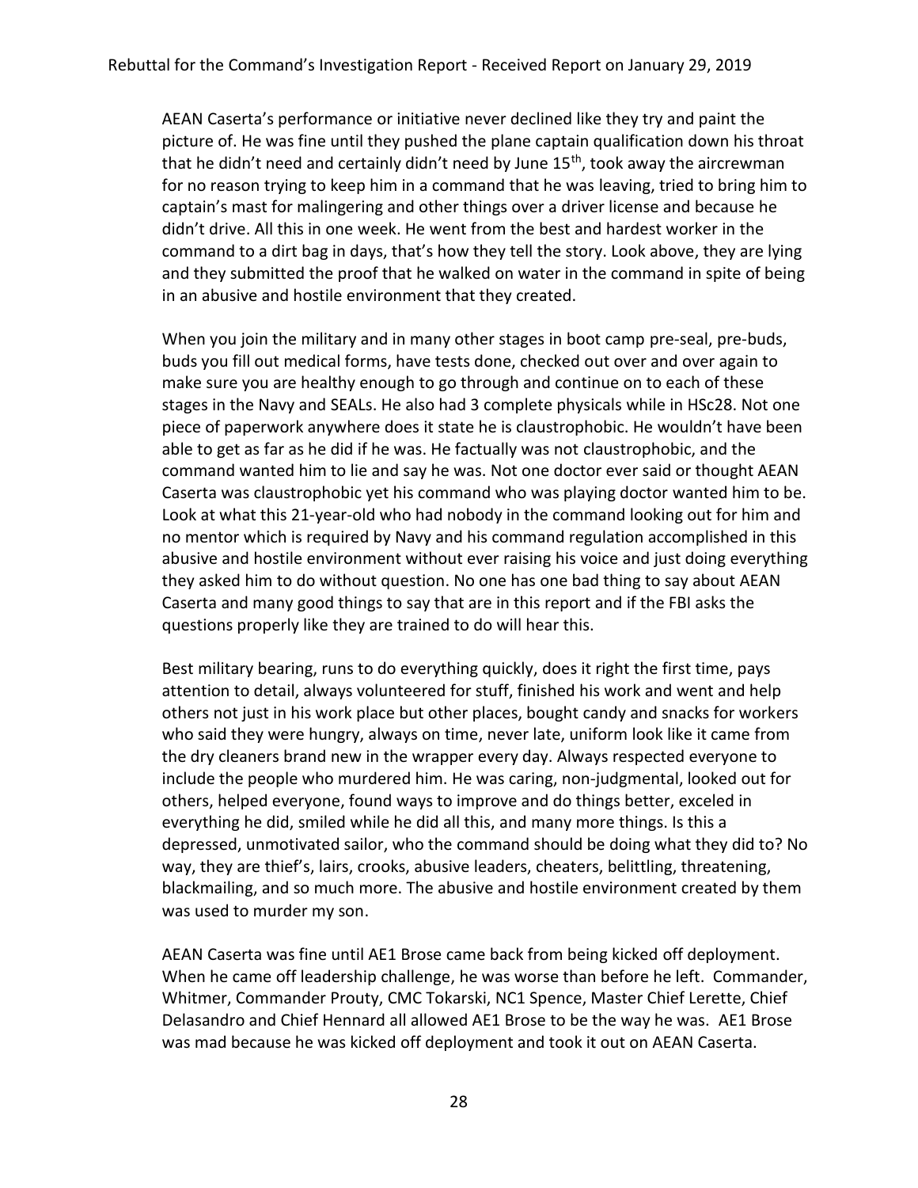AEAN Caserta's performance or initiative never declined like they try and paint the picture of. He was fine until they pushed the plane captain qualification down his throat that he didn't need and certainly didn't need by June 15th, took away the aircrewman for no reason trying to keep him in a command that he was leaving, tried to bring him to captain's mast for malingering and other things over a driver license and because he didn't drive. All this in one week. He went from the best and hardest worker in the command to a dirt bag in days, that's how they tell the story. Look above, they are lying and they submitted the proof that he walked on water in the command in spite of being in an abusive and hostile environment that they created.

When you join the military and in many other stages in boot camp pre-seal, pre-buds, buds you fill out medical forms, have tests done, checked out over and over again to make sure you are healthy enough to go through and continue on to each of these stages in the Navy and SEALs. He also had 3 complete physicals while in HSc28. Not one piece of paperwork anywhere does it state he is claustrophobic. He wouldn't have been able to get as far as he did if he was. He factually was not claustrophobic, and the command wanted him to lie and say he was. Not one doctor ever said or thought AEAN Caserta was claustrophobic yet his command who was playing doctor wanted him to be. Look at what this 21-year-old who had nobody in the command looking out for him and no mentor which is required by Navy and his command regulation accomplished in this abusive and hostile environment without ever raising his voice and just doing everything they asked him to do without question. No one has one bad thing to say about AEAN Caserta and many good things to say that are in this report and if the FBI asks the questions properly like they are trained to do will hear this.

Best military bearing, runs to do everything quickly, does it right the first time, pays attention to detail, always volunteered for stuff, finished his work and went and help others not just in his work place but other places, bought candy and snacks for workers who said they were hungry, always on time, never late, uniform look like it came from the dry cleaners brand new in the wrapper every day. Always respected everyone to include the people who murdered him. He was caring, non-judgmental, looked out for others, helped everyone, found ways to improve and do things better, exceled in everything he did, smiled while he did all this, and many more things. Is this a depressed, unmotivated sailor, who the command should be doing what they did to? No way, they are thief's, lairs, crooks, abusive leaders, cheaters, belittling, threatening, blackmailing, and so much more. The abusive and hostile environment created by them was used to murder my son.

AEAN Caserta was fine until AE1 Brose came back from being kicked off deployment. When he came off leadership challenge, he was worse than before he left. Commander, Whitmer, Commander Prouty, CMC Tokarski, NC1 Spence, Master Chief Lerette, Chief Delasandro and Chief Hennard all allowed AE1 Brose to be the way he was. AE1 Brose was mad because he was kicked off deployment and took it out on AEAN Caserta.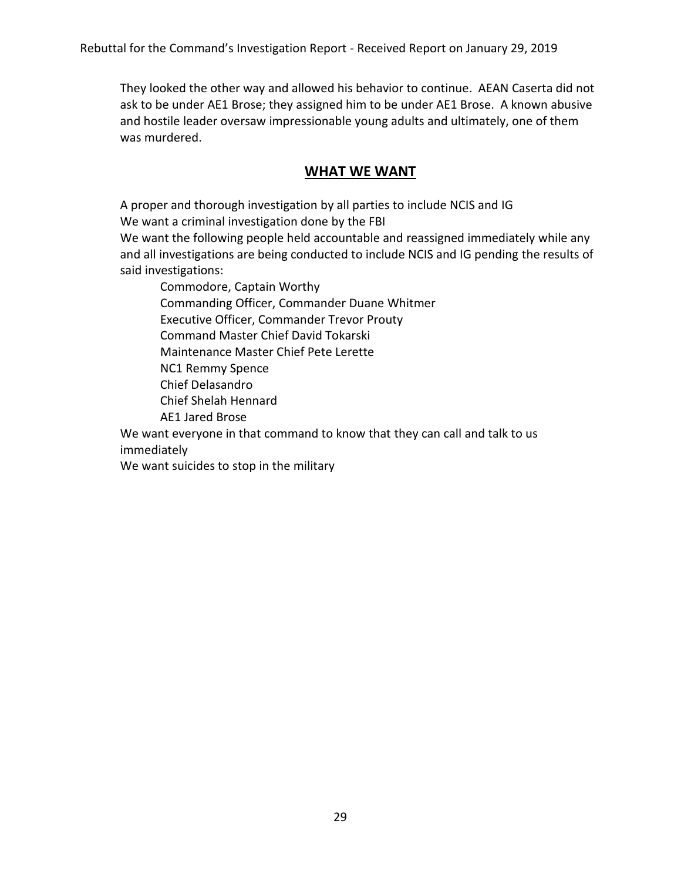They looked the other way and allowed his behavior to continue. AEAN Caserta did not ask to be under AE1 Brose; they assigned him to be under AE1 Brose. A known abusive and hostile leader oversaw impressionable young adults and ultimately, one of them was murdered.

## **WHAT WE WANT**

A proper and thorough investigation by all parties to include NCIS and IG
We want a criminal investigation done by the FBI
We want the following people held accountable and reassigned immediately while any and all investigations are being conducted to include NCIS and IG pending the results of said investigations:

Commodore, Captain Worthy
Commanding Officer, Commander Duane Whitmer
Executive Officer, Commander Trevor Prouty
Command Master Chief David Tokarski
Maintenance Master Chief Pete Lerette
NC1 Remmy Spence
Chief Delasandro
Chief Shelah Hennard
AE1 Jared Brose

We want everyone in that command to know that they can call and talk to us immediately
We want suicides to stop in the military